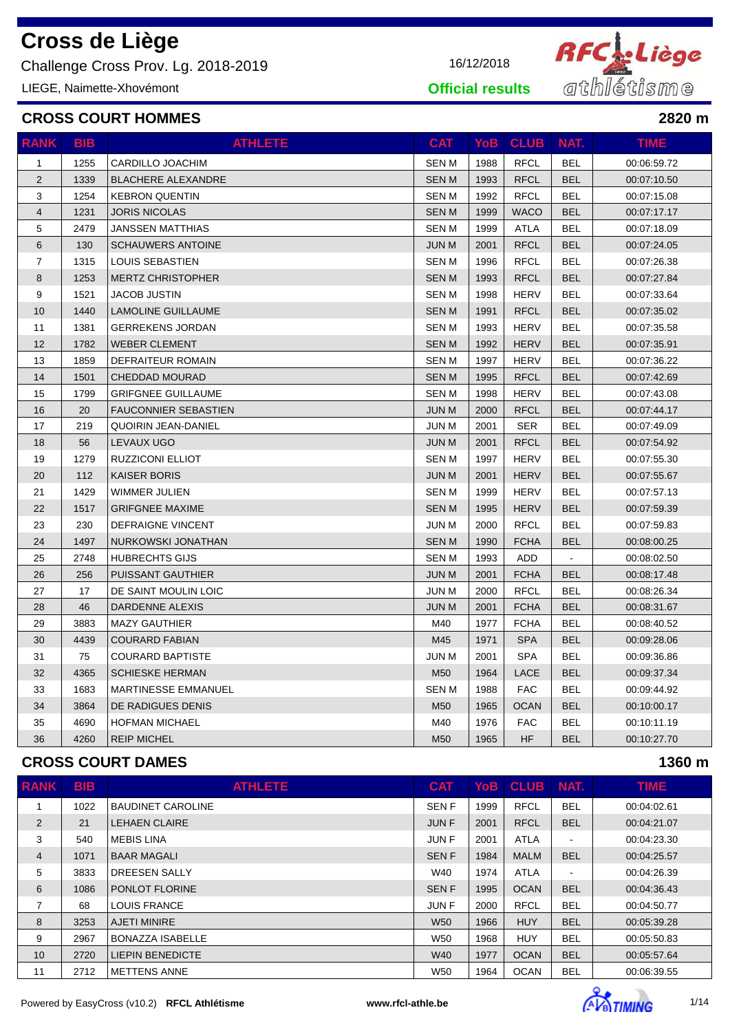# Cross de Liège

Challenge Cross Prov. Lg. 2018-2019

LIEGE, Naimette-Xhovémont

16/12/2018

**Official results**

## CROSS COURT HOMMES

**2820 m**

| RANK | BIB | ATHLETE | CAT | YoB | CLUB | NAT. | TIME |
|---|---|---|---|---|---|---|---|
| 1 | 1255 | CARDILLO JOACHIM | SEN M | 1988 | RFCL | BEL | 00:06:59.72 |
| 2 | 1339 | BLACHERE ALEXANDRE | SEN M | 1993 | RFCL | BEL | 00:07:10.50 |
| 3 | 1254 | KEBRON QUENTIN | SEN M | 1992 | RFCL | BEL | 00:07:15.08 |
| 4 | 1231 | JORIS NICOLAS | SEN M | 1999 | WACO | BEL | 00:07:17.17 |
| 5 | 2479 | JANSSEN MATTHIAS | SEN M | 1999 | ATLA | BEL | 00:07:18.09 |
| 6 | 130 | SCHAUWERS ANTOINE | JUN M | 2001 | RFCL | BEL | 00:07:24.05 |
| 7 | 1315 | LOUIS SEBASTIEN | SEN M | 1996 | RFCL | BEL | 00:07:26.38 |
| 8 | 1253 | MERTZ CHRISTOPHER | SEN M | 1993 | RFCL | BEL | 00:07:27.84 |
| 9 | 1521 | JACOB JUSTIN | SEN M | 1998 | HERV | BEL | 00:07:33.64 |
| 10 | 1440 | LAMOLINE GUILLAUME | SEN M | 1991 | RFCL | BEL | 00:07:35.02 |
| 11 | 1381 | GERREKENS JORDAN | SEN M | 1993 | HERV | BEL | 00:07:35.58 |
| 12 | 1782 | WEBER CLEMENT | SEN M | 1992 | HERV | BEL | 00:07:35.91 |
| 13 | 1859 | DEFRAITEUR ROMAIN | SEN M | 1997 | HERV | BEL | 00:07:36.22 |
| 14 | 1501 | CHEDDAD MOURAD | SEN M | 1995 | RFCL | BEL | 00:07:42.69 |
| 15 | 1799 | GRIFGNEE GUILLAUME | SEN M | 1998 | HERV | BEL | 00:07:43.08 |
| 16 | 20 | FAUCONNIER SEBASTIEN | JUN M | 2000 | RFCL | BEL | 00:07:44.17 |
| 17 | 219 | QUOIRIN JEAN-DANIEL | JUN M | 2001 | SER | BEL | 00:07:49.09 |
| 18 | 56 | LEVAUX UGO | JUN M | 2001 | RFCL | BEL | 00:07:54.92 |
| 19 | 1279 | RUZZICONI ELLIOT | SEN M | 1997 | HERV | BEL | 00:07:55.30 |
| 20 | 112 | KAISER BORIS | JUN M | 2001 | HERV | BEL | 00:07:55.67 |
| 21 | 1429 | WIMMER JULIEN | SEN M | 1999 | HERV | BEL | 00:07:57.13 |
| 22 | 1517 | GRIFGNEE MAXIME | SEN M | 1995 | HERV | BEL | 00:07:59.39 |
| 23 | 230 | DEFRAIGNE VINCENT | JUN M | 2000 | RFCL | BEL | 00:07:59.83 |
| 24 | 1497 | NURKOWSKI JONATHAN | SEN M | 1990 | FCHA | BEL | 00:08:00.25 |
| 25 | 2748 | HUBRECHTS GIJS | SEN M | 1993 | ADD | - | 00:08:02.50 |
| 26 | 256 | PUISSANT GAUTHIER | JUN M | 2001 | FCHA | BEL | 00:08:17.48 |
| 27 | 17 | DE SAINT MOULIN LOIC | JUN M | 2000 | RFCL | BEL | 00:08:26.34 |
| 28 | 46 | DARDENNE ALEXIS | JUN M | 2001 | FCHA | BEL | 00:08:31.67 |
| 29 | 3883 | MAZY GAUTHIER | M40 | 1977 | FCHA | BEL | 00:08:40.52 |
| 30 | 4439 | COURARD FABIAN | M45 | 1971 | SPA | BEL | 00:09:28.06 |
| 31 | 75 | COURARD BAPTISTE | JUN M | 2001 | SPA | BEL | 00:09:36.86 |
| 32 | 4365 | SCHIESKE HERMAN | M50 | 1964 | LACE | BEL | 00:09:37.34 |
| 33 | 1683 | MARTINESSE EMMANUEL | SEN M | 1988 | FAC | BEL | 00:09:44.92 |
| 34 | 3864 | DE RADIGUES DENIS | M50 | 1965 | OCAN | BEL | 00:10:00.17 |
| 35 | 4690 | HOFMAN MICHAEL | M40 | 1976 | FAC | BEL | 00:10:11.19 |
| 36 | 4260 | REIP MICHEL | M50 | 1965 | HF | BEL | 00:10:27.70 |

## CROSS COURT DAMES

**1360 m**

| RANK | BIB | ATHLETE | CAT | YoB | CLUB | NAT. | TIME |
|---|---|---|---|---|---|---|---|
| 1 | 1022 | BAUDINET CAROLINE | SEN F | 1999 | RFCL | BEL | 00:04:02.61 |
| 2 | 21 | LEHAEN CLAIRE | JUN F | 2001 | RFCL | BEL | 00:04:21.07 |
| 3 | 540 | MEBIS LINA | JUN F | 2001 | ATLA | - | 00:04:23.30 |
| 4 | 1071 | BAAR MAGALI | SEN F | 1984 | MALM | BEL | 00:04:25.57 |
| 5 | 3833 | DREESEN SALLY | W40 | 1974 | ATLA | - | 00:04:26.39 |
| 6 | 1086 | PONLOT FLORINE | SEN F | 1995 | OCAN | BEL | 00:04:36.43 |
| 7 | 68 | LOUIS FRANCE | JUN F | 2000 | RFCL | BEL | 00:04:50.77 |
| 8 | 3253 | AJETI MINIRE | W50 | 1966 | HUY | BEL | 00:05:39.28 |
| 9 | 2967 | BONAZZA ISABELLE | W50 | 1968 | HUY | BEL | 00:05:50.83 |
| 10 | 2720 | LIEPIN BENEDICTE | W40 | 1977 | OCAN | BEL | 00:05:57.64 |
| 11 | 2712 | METTENS ANNE | W50 | 1964 | OCAN | BEL | 00:06:39.55 |

Powered by EasyCross (v10.2) **RFCL Athlétisme** **www.rfcl-athle.be**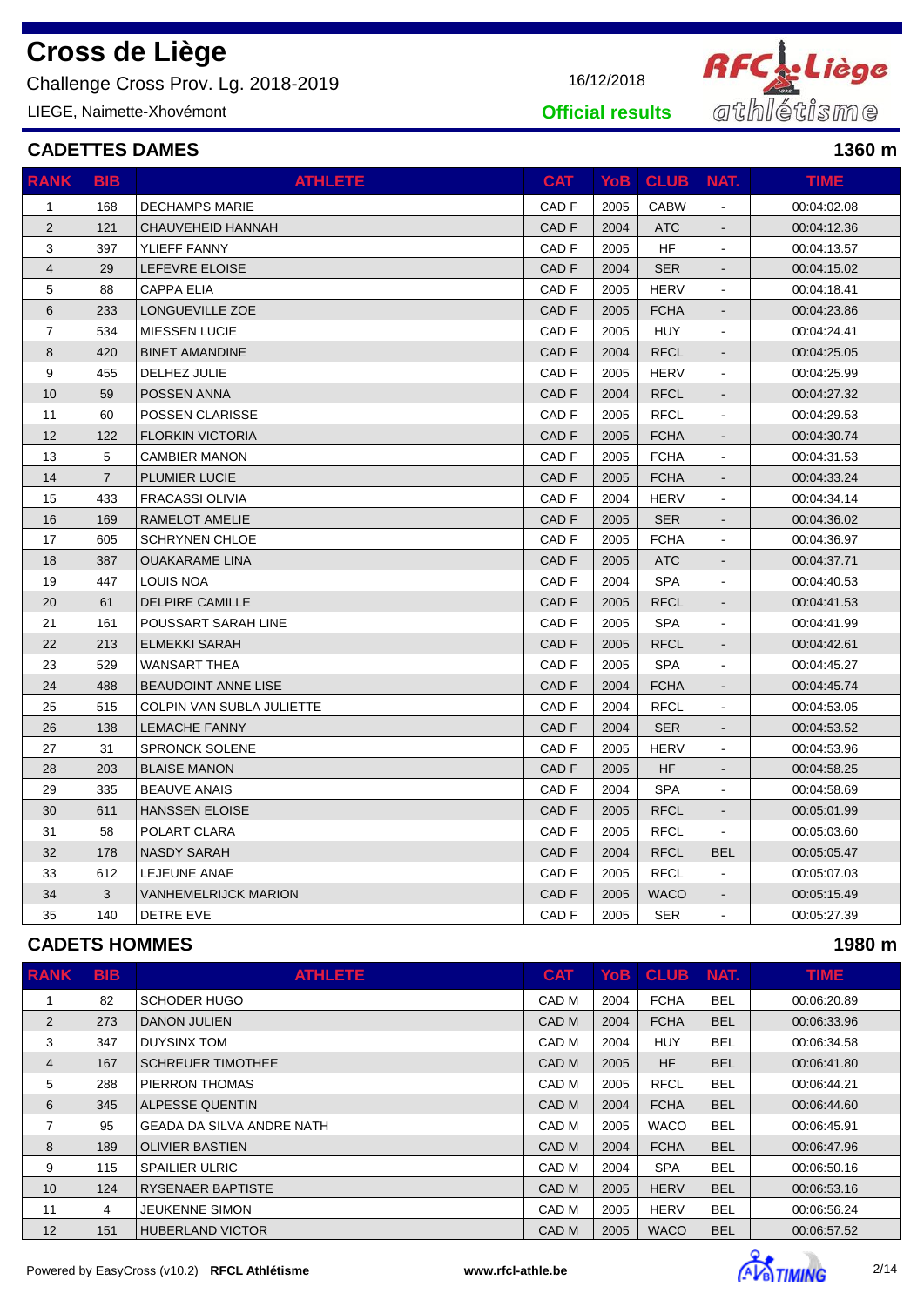# Cross de Liège

Challenge Cross Prov. Lg. 2018-2019

LIEGE, Naimette-Xhovémont

16/12/2018

**Official results**

## CADETTES DAMES

**1360 m**

| RANK | BIB | ATHLETE | CAT | YoB | CLUB | NAT. | TIME |
|---|---|---|---|---|---|---|---|
| 1 | 168 | DECHAMPS MARIE | CAD F | 2005 | CABW | - | 00:04:02.08 |
| 2 | 121 | CHAUVEHEID HANNAH | CAD F | 2004 | ATC | - | 00:04:12.36 |
| 3 | 397 | YLIEFF FANNY | CAD F | 2005 | HF | - | 00:04:13.57 |
| 4 | 29 | LEFEVRE ELOISE | CAD F | 2004 | SER | - | 00:04:15.02 |
| 5 | 88 | CAPPA ELIA | CAD F | 2005 | HERV | - | 00:04:18.41 |
| 6 | 233 | LONGUEVILLE ZOE | CAD F | 2005 | FCHA | - | 00:04:23.86 |
| 7 | 534 | MIESSEN LUCIE | CAD F | 2005 | HUY | - | 00:04:24.41 |
| 8 | 420 | BINET AMANDINE | CAD F | 2004 | RFCL | - | 00:04:25.05 |
| 9 | 455 | DELHEZ JULIE | CAD F | 2005 | HERV | - | 00:04:25.99 |
| 10 | 59 | POSSEN ANNA | CAD F | 2004 | RFCL | - | 00:04:27.32 |
| 11 | 60 | POSSEN CLARISSE | CAD F | 2005 | RFCL | - | 00:04:29.53 |
| 12 | 122 | FLORKIN VICTORIA | CAD F | 2005 | FCHA | - | 00:04:30.74 |
| 13 | 5 | CAMBIER MANON | CAD F | 2005 | FCHA | - | 00:04:31.53 |
| 14 | 7 | PLUMIER LUCIE | CAD F | 2005 | FCHA | - | 00:04:33.24 |
| 15 | 433 | FRACASSI OLIVIA | CAD F | 2004 | HERV | - | 00:04:34.14 |
| 16 | 169 | RAMELOT AMELIE | CAD F | 2005 | SER | - | 00:04:36.02 |
| 17 | 605 | SCHRYNEN CHLOE | CAD F | 2005 | FCHA | - | 00:04:36.97 |
| 18 | 387 | OUAKARAME LINA | CAD F | 2005 | ATC | - | 00:04:37.71 |
| 19 | 447 | LOUIS NOA | CAD F | 2004 | SPA | - | 00:04:40.53 |
| 20 | 61 | DELPIRE CAMILLE | CAD F | 2005 | RFCL | - | 00:04:41.53 |
| 21 | 161 | POUSSART SARAH LINE | CAD F | 2005 | SPA | - | 00:04:41.99 |
| 22 | 213 | ELMEKKI SARAH | CAD F | 2005 | RFCL | - | 00:04:42.61 |
| 23 | 529 | WANSART THEA | CAD F | 2005 | SPA | - | 00:04:45.27 |
| 24 | 488 | BEAUDOINT ANNE LISE | CAD F | 2004 | FCHA | - | 00:04:45.74 |
| 25 | 515 | COLPIN VAN SUBLA JULIETTE | CAD F | 2004 | RFCL | - | 00:04:53.05 |
| 26 | 138 | LEMACHE FANNY | CAD F | 2004 | SER | - | 00:04:53.52 |
| 27 | 31 | SPRONCK SOLENE | CAD F | 2005 | HERV | - | 00:04:53.96 |
| 28 | 203 | BLAISE MANON | CAD F | 2005 | HF | - | 00:04:58.25 |
| 29 | 335 | BEAUVE ANAIS | CAD F | 2004 | SPA | - | 00:04:58.69 |
| 30 | 611 | HANSSEN ELOISE | CAD F | 2005 | RFCL | - | 00:05:01.99 |
| 31 | 58 | POLART CLARA | CAD F | 2005 | RFCL | - | 00:05:03.60 |
| 32 | 178 | NASDY SARAH | CAD F | 2004 | RFCL | BEL | 00:05:05.47 |
| 33 | 612 | LEJEUNE ANAE | CAD F | 2005 | RFCL | - | 00:05:07.03 |
| 34 | 3 | VANHEMELRIJCK MARION | CAD F | 2005 | WACO | - | 00:05:15.49 |
| 35 | 140 | DETRE EVE | CAD F | 2005 | SER | - | 00:05:27.39 |

## CADETS HOMMES

**1980 m**

| RANK | BIB | ATHLETE | CAT | YoB | CLUB | NAT. | TIME |
|---|---|---|---|---|---|---|---|
| 1 | 82 | SCHODER HUGO | CAD M | 2004 | FCHA | BEL | 00:06:20.89 |
| 2 | 273 | DANON JULIEN | CAD M | 2004 | FCHA | BEL | 00:06:33.96 |
| 3 | 347 | DUYSINX TOM | CAD M | 2004 | HUY | BEL | 00:06:34.58 |
| 4 | 167 | SCHREUER TIMOTHEE | CAD M | 2005 | HF | BEL | 00:06:41.80 |
| 5 | 288 | PIERRON THOMAS | CAD M | 2005 | RFCL | BEL | 00:06:44.21 |
| 6 | 345 | ALPESSE QUENTIN | CAD M | 2004 | FCHA | BEL | 00:06:44.60 |
| 7 | 95 | GEADA DA SILVA ANDRE NATH | CAD M | 2005 | WACO | BEL | 00:06:45.91 |
| 8 | 189 | OLIVIER BASTIEN | CAD M | 2004 | FCHA | BEL | 00:06:47.96 |
| 9 | 115 | SPAILIER ULRIC | CAD M | 2004 | SPA | BEL | 00:06:50.16 |
| 10 | 124 | RYSENAER BAPTISTE | CAD M | 2005 | HERV | BEL | 00:06:53.16 |
| 11 | 4 | JEUKENNE SIMON | CAD M | 2005 | HERV | BEL | 00:06:56.24 |
| 12 | 151 | HUBERLAND VICTOR | CAD M | 2005 | WACO | BEL | 00:06:57.52 |

Powered by EasyCross (v10.2) **RFCL Athlétisme** **www.rfcl-athle.be**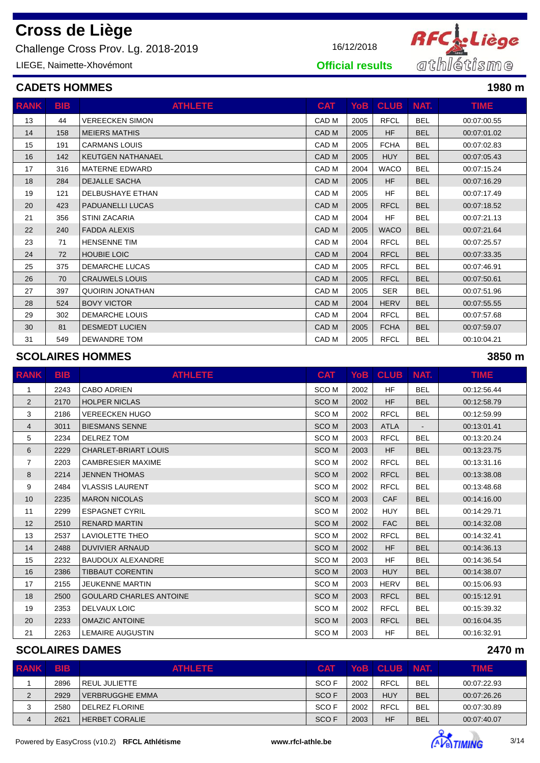# Cross de Liège

Challenge Cross Prov. Lg. 2018-2019

LIEGE, Naimette-Xhovémont

16/12/2018

**Official results**

## CADETS HOMMES

**1980 m**

| RANK | BIB | ATHLETE | CAT | YoB | CLUB | NAT. | TIME |
|---|---|---|---|---|---|---|---|
| 13 | 44 | VEREECKEN SIMON | CAD M | 2005 | RFCL | BEL | 00:07:00.55 |
| 14 | 158 | MEIERS MATHIS | CAD M | 2005 | HF | BEL | 00:07:01.02 |
| 15 | 191 | CARMANS LOUIS | CAD M | 2005 | FCHA | BEL | 00:07:02.83 |
| 16 | 142 | KEUTGEN NATHANAEL | CAD M | 2005 | HUY | BEL | 00:07:05.43 |
| 17 | 316 | MATERNE EDWARD | CAD M | 2004 | WACO | BEL | 00:07:15.24 |
| 18 | 284 | DEJALLE SACHA | CAD M | 2005 | HF | BEL | 00:07:16.29 |
| 19 | 121 | DELBUSHAYE ETHAN | CAD M | 2005 | HF | BEL | 00:07:17.49 |
| 20 | 423 | PADUANELLI LUCAS | CAD M | 2005 | RFCL | BEL | 00:07:18.52 |
| 21 | 356 | STINI ZACARIA | CAD M | 2004 | HF | BEL | 00:07:21.13 |
| 22 | 240 | FADDA ALEXIS | CAD M | 2005 | WACO | BEL | 00:07:21.64 |
| 23 | 71 | HENSENNE TIM | CAD M | 2004 | RFCL | BEL | 00:07:25.57 |
| 24 | 72 | HOUBIE LOIC | CAD M | 2004 | RFCL | BEL | 00:07:33.35 |
| 25 | 375 | DEMARCHE LUCAS | CAD M | 2005 | RFCL | BEL | 00:07:46.91 |
| 26 | 70 | CRAUWELS LOUIS | CAD M | 2005 | RFCL | BEL | 00:07:50.61 |
| 27 | 397 | QUOIRIN JONATHAN | CAD M | 2005 | SER | BEL | 00:07:51.96 |
| 28 | 524 | BOVY VICTOR | CAD M | 2004 | HERV | BEL | 00:07:55.55 |
| 29 | 302 | DEMARCHE LOUIS | CAD M | 2004 | RFCL | BEL | 00:07:57.68 |
| 30 | 81 | DESMEDT LUCIEN | CAD M | 2005 | FCHA | BEL | 00:07:59.07 |
| 31 | 549 | DEWANDRE TOM | CAD M | 2005 | RFCL | BEL | 00:10:04.21 |

## SCOLAIRES HOMMES

**3850 m**

| RANK | BIB | ATHLETE | CAT | YoB | CLUB | NAT. | TIME |
|---|---|---|---|---|---|---|---|
| 1 | 2243 | CABO ADRIEN | SCO M | 2002 | HF | BEL | 00:12:56.44 |
| 2 | 2170 | HOLPER NICLAS | SCO M | 2002 | HF | BEL | 00:12:58.79 |
| 3 | 2186 | VEREECKEN HUGO | SCO M | 2002 | RFCL | BEL | 00:12:59.99 |
| 4 | 3011 | BIESMANS SENNE | SCO M | 2003 | ATLA | - | 00:13:01.41 |
| 5 | 2234 | DELREZ TOM | SCO M | 2003 | RFCL | BEL | 00:13:20.24 |
| 6 | 2229 | CHARLET-BRIART LOUIS | SCO M | 2003 | HF | BEL | 00:13:23.75 |
| 7 | 2203 | CAMBRESIER MAXIME | SCO M | 2002 | RFCL | BEL | 00:13:31.16 |
| 8 | 2214 | JENNEN THOMAS | SCO M | 2002 | RFCL | BEL | 00:13:38.08 |
| 9 | 2484 | VLASSIS LAURENT | SCO M | 2002 | RFCL | BEL | 00:13:48.68 |
| 10 | 2235 | MARON NICOLAS | SCO M | 2003 | CAF | BEL | 00:14:16.00 |
| 11 | 2299 | ESPAGNET CYRIL | SCO M | 2002 | HUY | BEL | 00:14:29.71 |
| 12 | 2510 | RENARD MARTIN | SCO M | 2002 | FAC | BEL | 00:14:32.08 |
| 13 | 2537 | LAVIOLETTE THEO | SCO M | 2002 | RFCL | BEL | 00:14:32.41 |
| 14 | 2488 | DUVIVIER ARNAUD | SCO M | 2002 | HF | BEL | 00:14:36.13 |
| 15 | 2232 | BAUDOUX ALEXANDRE | SCO M | 2003 | HF | BEL | 00:14:36.54 |
| 16 | 2386 | TIBBAUT CORENTIN | SCO M | 2003 | HUY | BEL | 00:14:38.07 |
| 17 | 2155 | JEUKENNE MARTIN | SCO M | 2003 | HERV | BEL | 00:15:06.93 |
| 18 | 2500 | GOULARD CHARLES ANTOINE | SCO M | 2003 | RFCL | BEL | 00:15:12.91 |
| 19 | 2353 | DELVAUX LOIC | SCO M | 2002 | RFCL | BEL | 00:15:39.32 |
| 20 | 2233 | OMAZIC ANTOINE | SCO M | 2003 | RFCL | BEL | 00:16:04.35 |
| 21 | 2263 | LEMAIRE AUGUSTIN | SCO M | 2003 | HF | BEL | 00:16:32.91 |

## SCOLAIRES DAMES

**2470 m**

| RANK | BIB | ATHLETE | CAT | YoB | CLUB | NAT. | TIME |
|---|---|---|---|---|---|---|---|
| 1 | 2896 | REUL JULIETTE | SCO F | 2002 | RFCL | BEL | 00:07:22.93 |
| 2 | 2929 | VERBRUGGHE EMMA | SCO F | 2003 | HUY | BEL | 00:07:26.26 |
| 3 | 2580 | DELREZ FLORINE | SCO F | 2002 | RFCL | BEL | 00:07:30.89 |
| 4 | 2621 | HERBET CORALIE | SCO F | 2003 | HF | BEL | 00:07:40.07 |

Powered by EasyCross (v10.2) **RFCL Athlétisme** **www.rfcl-athle.be**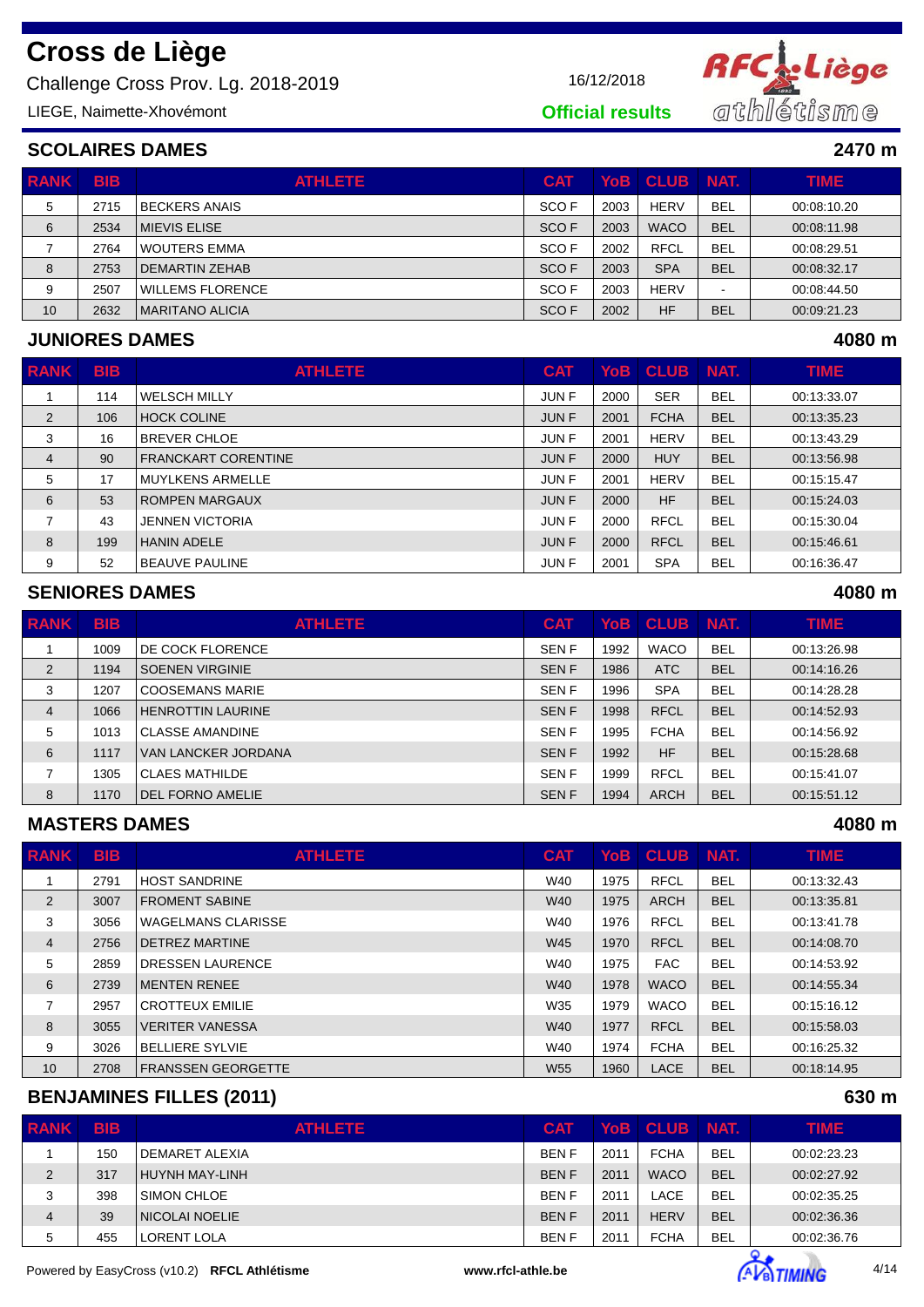# Cross de Liège

Challenge Cross Prov. Lg. 2018-2019

16/12/2018

LIEGE, Naimette-Xhovémont

**Official results**

## SCOLAIRES DAMES

**2470 m**

| RANK | BIB | ATHLETE | CAT | YoB | CLUB | NAT. | TIME |
|---|---|---|---|---|---|---|---|
| 5 | 2715 | BECKERS ANAIS | SCO F | 2003 | HERV | BEL | 00:08:10.20 |
| 6 | 2534 | MIEVIS ELISE | SCO F | 2003 | WACO | BEL | 00:08:11.98 |
| 7 | 2764 | WOUTERS EMMA | SCO F | 2002 | RFCL | BEL | 00:08:29.51 |
| 8 | 2753 | DEMARTIN ZEHAB | SCO F | 2003 | SPA | BEL | 00:08:32.17 |
| 9 | 2507 | WILLEMS FLORENCE | SCO F | 2003 | HERV | - | 00:08:44.50 |
| 10 | 2632 | MARITANO ALICIA | SCO F | 2002 | HF | BEL | 00:09:21.23 |

## JUNIORES DAMES

**4080 m**

| RANK | BIB | ATHLETE | CAT | YoB | CLUB | NAT. | TIME |
|---|---|---|---|---|---|---|---|
| 1 | 114 | WELSCH MILLY | JUN F | 2000 | SER | BEL | 00:13:33.07 |
| 2 | 106 | HOCK COLINE | JUN F | 2001 | FCHA | BEL | 00:13:35.23 |
| 3 | 16 | BREVER CHLOE | JUN F | 2001 | HERV | BEL | 00:13:43.29 |
| 4 | 90 | FRANCKART CORENTINE | JUN F | 2000 | HUY | BEL | 00:13:56.98 |
| 5 | 17 | MUYLKENS ARMELLE | JUN F | 2001 | HERV | BEL | 00:15:15.47 |
| 6 | 53 | ROMPEN MARGAUX | JUN F | 2000 | HF | BEL | 00:15:24.03 |
| 7 | 43 | JENNEN VICTORIA | JUN F | 2000 | RFCL | BEL | 00:15:30.04 |
| 8 | 199 | HANIN ADELE | JUN F | 2000 | RFCL | BEL | 00:15:46.61 |
| 9 | 52 | BEAUVE PAULINE | JUN F | 2001 | SPA | BEL | 00:16:36.47 |

## SENIORES DAMES

**4080 m**

| RANK | BIB | ATHLETE | CAT | YoB | CLUB | NAT. | TIME |
|---|---|---|---|---|---|---|---|
| 1 | 1009 | DE COCK FLORENCE | SEN F | 1992 | WACO | BEL | 00:13:26.98 |
| 2 | 1194 | SOENEN VIRGINIE | SEN F | 1986 | ATC | BEL | 00:14:16.26 |
| 3 | 1207 | COOSEMANS MARIE | SEN F | 1996 | SPA | BEL | 00:14:28.28 |
| 4 | 1066 | HENROTTIN LAURINE | SEN F | 1998 | RFCL | BEL | 00:14:52.93 |
| 5 | 1013 | CLASSE AMANDINE | SEN F | 1995 | FCHA | BEL | 00:14:56.92 |
| 6 | 1117 | VAN LANCKER JORDANA | SEN F | 1992 | HF | BEL | 00:15:28.68 |
| 7 | 1305 | CLAES MATHILDE | SEN F | 1999 | RFCL | BEL | 00:15:41.07 |
| 8 | 1170 | DEL FORNO AMELIE | SEN F | 1994 | ARCH | BEL | 00:15:51.12 |

## MASTERS DAMES

**4080 m**

| RANK | BIB | ATHLETE | CAT | YoB | CLUB | NAT. | TIME |
|---|---|---|---|---|---|---|---|
| 1 | 2791 | HOST SANDRINE | W40 | 1975 | RFCL | BEL | 00:13:32.43 |
| 2 | 3007 | FROMENT SABINE | W40 | 1975 | ARCH | BEL | 00:13:35.81 |
| 3 | 3056 | WAGELMANS CLARISSE | W40 | 1976 | RFCL | BEL | 00:13:41.78 |
| 4 | 2756 | DETREZ MARTINE | W45 | 1970 | RFCL | BEL | 00:14:08.70 |
| 5 | 2859 | DRESSEN LAURENCE | W40 | 1975 | FAC | BEL | 00:14:53.92 |
| 6 | 2739 | MENTEN RENEE | W40 | 1978 | WACO | BEL | 00:14:55.34 |
| 7 | 2957 | CROTTEUX EMILIE | W35 | 1979 | WACO | BEL | 00:15:16.12 |
| 8 | 3055 | VERITER VANESSA | W40 | 1977 | RFCL | BEL | 00:15:58.03 |
| 9 | 3026 | BELLIERE SYLVIE | W40 | 1974 | FCHA | BEL | 00:16:25.32 |
| 10 | 2708 | FRANSSEN GEORGETTE | W55 | 1960 | LACE | BEL | 00:18:14.95 |

## BENJAMINES FILLES (2011)

**630 m**

| RANK | BIB | ATHLETE | CAT | YoB | CLUB | NAT. | TIME |
|---|---|---|---|---|---|---|---|
| 1 | 150 | DEMARET ALEXIA | BEN F | 2011 | FCHA | BEL | 00:02:23.23 |
| 2 | 317 | HUYNH MAY-LINH | BEN F | 2011 | WACO | BEL | 00:02:27.92 |
| 3 | 398 | SIMON CHLOE | BEN F | 2011 | LACE | BEL | 00:02:35.25 |
| 4 | 39 | NICOLAI NOELIE | BEN F | 2011 | HERV | BEL | 00:02:36.36 |
| 5 | 455 | LORENT LOLA | BEN F | 2011 | FCHA | BEL | 00:02:36.76 |

Powered by EasyCross (v10.2) **RFCL Athlétisme** **www.rfcl-athle.be**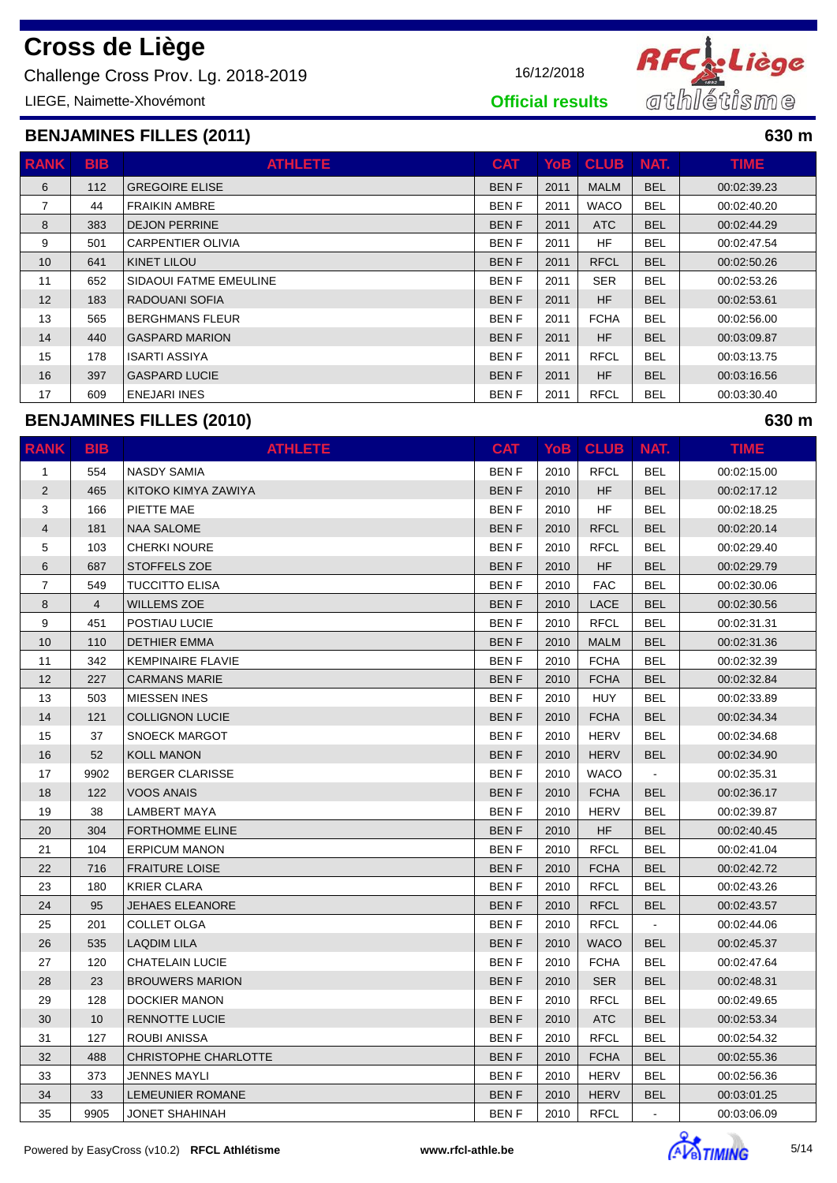# Cross de Liège

Challenge Cross Prov. Lg. 2018-2019

LIEGE, Naimette-Xhovémont

16/12/2018

**Official results**

## BENJAMINES FILLES (2011) — 630 m

| RANK | BIB | ATHLETE | CAT | YoB | CLUB | NAT. | TIME |
|---|---|---|---|---|---|---|---|
| 6 | 112 | GREGOIRE ELISE | BEN F | 2011 | MALM | BEL | 00:02:39.23 |
| 7 | 44 | FRAIKIN AMBRE | BEN F | 2011 | WACO | BEL | 00:02:40.20 |
| 8 | 383 | DEJON PERRINE | BEN F | 2011 | ATC | BEL | 00:02:44.29 |
| 9 | 501 | CARPENTIER OLIVIA | BEN F | 2011 | HF | BEL | 00:02:47.54 |
| 10 | 641 | KINET LILOU | BEN F | 2011 | RFCL | BEL | 00:02:50.26 |
| 11 | 652 | SIDAOUI FATME EMEULINE | BEN F | 2011 | SER | BEL | 00:02:53.26 |
| 12 | 183 | RADOUANI SOFIA | BEN F | 2011 | HF | BEL | 00:02:53.61 |
| 13 | 565 | BERGHMANS FLEUR | BEN F | 2011 | FCHA | BEL | 00:02:56.00 |
| 14 | 440 | GASPARD MARION | BEN F | 2011 | HF | BEL | 00:03:09.87 |
| 15 | 178 | ISARTI ASSIYA | BEN F | 2011 | RFCL | BEL | 00:03:13.75 |
| 16 | 397 | GASPARD LUCIE | BEN F | 2011 | HF | BEL | 00:03:16.56 |
| 17 | 609 | ENEJARI INES | BEN F | 2011 | RFCL | BEL | 00:03:30.40 |

## BENJAMINES FILLES (2010) — 630 m

| RANK | BIB | ATHLETE | CAT | YoB | CLUB | NAT. | TIME |
|---|---|---|---|---|---|---|---|
| 1 | 554 | NASDY SAMIA | BEN F | 2010 | RFCL | BEL | 00:02:15.00 |
| 2 | 465 | KITOKO KIMYA ZAWIYA | BEN F | 2010 | HF | BEL | 00:02:17.12 |
| 3 | 166 | PIETTE MAE | BEN F | 2010 | HF | BEL | 00:02:18.25 |
| 4 | 181 | NAA SALOME | BEN F | 2010 | RFCL | BEL | 00:02:20.14 |
| 5 | 103 | CHERKI NOURE | BEN F | 2010 | RFCL | BEL | 00:02:29.40 |
| 6 | 687 | STOFFELS ZOE | BEN F | 2010 | HF | BEL | 00:02:29.79 |
| 7 | 549 | TUCCITTO ELISA | BEN F | 2010 | FAC | BEL | 00:02:30.06 |
| 8 | 4 | WILLEMS ZOE | BEN F | 2010 | LACE | BEL | 00:02:30.56 |
| 9 | 451 | POSTIAU LUCIE | BEN F | 2010 | RFCL | BEL | 00:02:31.31 |
| 10 | 110 | DETHIER EMMA | BEN F | 2010 | MALM | BEL | 00:02:31.36 |
| 11 | 342 | KEMPINAIRE FLAVIE | BEN F | 2010 | FCHA | BEL | 00:02:32.39 |
| 12 | 227 | CARMANS MARIE | BEN F | 2010 | FCHA | BEL | 00:02:32.84 |
| 13 | 503 | MIESSEN INES | BEN F | 2010 | HUY | BEL | 00:02:33.89 |
| 14 | 121 | COLLIGNON LUCIE | BEN F | 2010 | FCHA | BEL | 00:02:34.34 |
| 15 | 37 | SNOECK MARGOT | BEN F | 2010 | HERV | BEL | 00:02:34.68 |
| 16 | 52 | KOLL MANON | BEN F | 2010 | HERV | BEL | 00:02:34.90 |
| 17 | 9902 | BERGER CLARISSE | BEN F | 2010 | WACO | - | 00:02:35.31 |
| 18 | 122 | VOOS ANAIS | BEN F | 2010 | FCHA | BEL | 00:02:36.17 |
| 19 | 38 | LAMBERT MAYA | BEN F | 2010 | HERV | BEL | 00:02:39.87 |
| 20 | 304 | FORTHOMME ELINE | BEN F | 2010 | HF | BEL | 00:02:40.45 |
| 21 | 104 | ERPICUM MANON | BEN F | 2010 | RFCL | BEL | 00:02:41.04 |
| 22 | 716 | FRAITURE LOISE | BEN F | 2010 | FCHA | BEL | 00:02:42.72 |
| 23 | 180 | KRIER CLARA | BEN F | 2010 | RFCL | BEL | 00:02:43.26 |
| 24 | 95 | JEHAES ELEANORE | BEN F | 2010 | RFCL | BEL | 00:02:43.57 |
| 25 | 201 | COLLET OLGA | BEN F | 2010 | RFCL | - | 00:02:44.06 |
| 26 | 535 | LAQDIM LILA | BEN F | 2010 | WACO | BEL | 00:02:45.37 |
| 27 | 120 | CHATELAIN LUCIE | BEN F | 2010 | FCHA | BEL | 00:02:47.64 |
| 28 | 23 | BROUWERS MARION | BEN F | 2010 | SER | BEL | 00:02:48.31 |
| 29 | 128 | DOCKIER MANON | BEN F | 2010 | RFCL | BEL | 00:02:49.65 |
| 30 | 10 | RENNOTTE LUCIE | BEN F | 2010 | ATC | BEL | 00:02:53.34 |
| 31 | 127 | ROUBI ANISSA | BEN F | 2010 | RFCL | BEL | 00:02:54.32 |
| 32 | 488 | CHRISTOPHE CHARLOTTE | BEN F | 2010 | FCHA | BEL | 00:02:55.36 |
| 33 | 373 | JENNES MAYLI | BEN F | 2010 | HERV | BEL | 00:02:56.36 |
| 34 | 33 | LEMEUNIER ROMANE | BEN F | 2010 | HERV | BEL | 00:03:01.25 |
| 35 | 9905 | JONET SHAHINAH | BEN F | 2010 | RFCL | - | 00:03:06.09 |

Powered by EasyCross (v10.2) **RFCL Athlétisme** **www.rfcl-athle.be**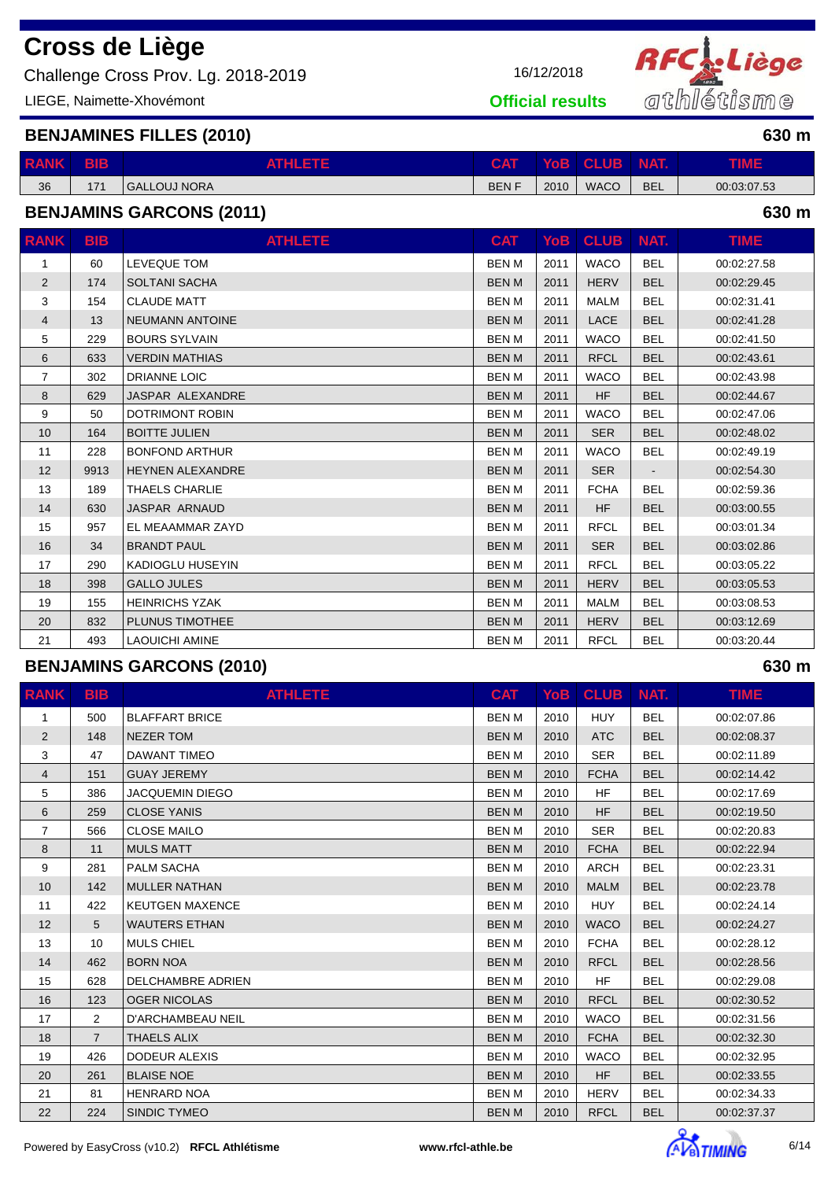# Cross de Liège

Challenge Cross Prov. Lg. 2018-2019

16/12/2018

LIEGE, Naimette-Xhovémont

**Official results**

## BENJAMINES FILLES (2010)

630 m

| RANK | BIB | ATHLETE | CAT | YoB | CLUB | NAT. | TIME |
|---|---|---|---|---|---|---|---|
| 36 | 171 | GALLOUJ NORA | BEN F | 2010 | WACO | BEL | 00:03:07.53 |

## BENJAMINS GARCONS (2011)

630 m

| RANK | BIB | ATHLETE | CAT | YoB | CLUB | NAT. | TIME |
|---|---|---|---|---|---|---|---|
| 1 | 60 | LEVEQUE TOM | BEN M | 2011 | WACO | BEL | 00:02:27.58 |
| 2 | 174 | SOLTANI SACHA | BEN M | 2011 | HERV | BEL | 00:02:29.45 |
| 3 | 154 | CLAUDE MATT | BEN M | 2011 | MALM | BEL | 00:02:31.41 |
| 4 | 13 | NEUMANN ANTOINE | BEN M | 2011 | LACE | BEL | 00:02:41.28 |
| 5 | 229 | BOURS SYLVAIN | BEN M | 2011 | WACO | BEL | 00:02:41.50 |
| 6 | 633 | VERDIN MATHIAS | BEN M | 2011 | RFCL | BEL | 00:02:43.61 |
| 7 | 302 | DRIANNE LOIC | BEN M | 2011 | WACO | BEL | 00:02:43.98 |
| 8 | 629 | JASPAR ALEXANDRE | BEN M | 2011 | HF | BEL | 00:02:44.67 |
| 9 | 50 | DOTRIMONT ROBIN | BEN M | 2011 | WACO | BEL | 00:02:47.06 |
| 10 | 164 | BOITTE JULIEN | BEN M | 2011 | SER | BEL | 00:02:48.02 |
| 11 | 228 | BONFOND ARTHUR | BEN M | 2011 | WACO | BEL | 00:02:49.19 |
| 12 | 9913 | HEYNEN ALEXANDRE | BEN M | 2011 | SER | - | 00:02:54.30 |
| 13 | 189 | THAELS CHARLIE | BEN M | 2011 | FCHA | BEL | 00:02:59.36 |
| 14 | 630 | JASPAR ARNAUD | BEN M | 2011 | HF | BEL | 00:03:00.55 |
| 15 | 957 | EL MEAAMMAR ZAYD | BEN M | 2011 | RFCL | BEL | 00:03:01.34 |
| 16 | 34 | BRANDT PAUL | BEN M | 2011 | SER | BEL | 00:03:02.86 |
| 17 | 290 | KADIOGLU HUSEYIN | BEN M | 2011 | RFCL | BEL | 00:03:05.22 |
| 18 | 398 | GALLO JULES | BEN M | 2011 | HERV | BEL | 00:03:05.53 |
| 19 | 155 | HEINRICHS YZAK | BEN M | 2011 | MALM | BEL | 00:03:08.53 |
| 20 | 832 | PLUNUS TIMOTHEE | BEN M | 2011 | HERV | BEL | 00:03:12.69 |
| 21 | 493 | LAOUICHI AMINE | BEN M | 2011 | RFCL | BEL | 00:03:20.44 |

## BENJAMINS GARCONS (2010)

630 m

| RANK | BIB | ATHLETE | CAT | YoB | CLUB | NAT. | TIME |
|---|---|---|---|---|---|---|---|
| 1 | 500 | BLAFFART BRICE | BEN M | 2010 | HUY | BEL | 00:02:07.86 |
| 2 | 148 | NEZER TOM | BEN M | 2010 | ATC | BEL | 00:02:08.37 |
| 3 | 47 | DAWANT TIMEO | BEN M | 2010 | SER | BEL | 00:02:11.89 |
| 4 | 151 | GUAY JEREMY | BEN M | 2010 | FCHA | BEL | 00:02:14.42 |
| 5 | 386 | JACQUEMIN DIEGO | BEN M | 2010 | HF | BEL | 00:02:17.69 |
| 6 | 259 | CLOSE YANIS | BEN M | 2010 | HF | BEL | 00:02:19.50 |
| 7 | 566 | CLOSE MAILO | BEN M | 2010 | SER | BEL | 00:02:20.83 |
| 8 | 11 | MULS MATT | BEN M | 2010 | FCHA | BEL | 00:02:22.94 |
| 9 | 281 | PALM SACHA | BEN M | 2010 | ARCH | BEL | 00:02:23.31 |
| 10 | 142 | MULLER NATHAN | BEN M | 2010 | MALM | BEL | 00:02:23.78 |
| 11 | 422 | KEUTGEN MAXENCE | BEN M | 2010 | HUY | BEL | 00:02:24.14 |
| 12 | 5 | WAUTERS ETHAN | BEN M | 2010 | WACO | BEL | 00:02:24.27 |
| 13 | 10 | MULS CHIEL | BEN M | 2010 | FCHA | BEL | 00:02:28.12 |
| 14 | 462 | BORN NOA | BEN M | 2010 | RFCL | BEL | 00:02:28.56 |
| 15 | 628 | DELCHAMBRE ADRIEN | BEN M | 2010 | HF | BEL | 00:02:29.08 |
| 16 | 123 | OGER NICOLAS | BEN M | 2010 | RFCL | BEL | 00:02:30.52 |
| 17 | 2 | D'ARCHAMBEAU NEIL | BEN M | 2010 | WACO | BEL | 00:02:31.56 |
| 18 | 7 | THAELS ALIX | BEN M | 2010 | FCHA | BEL | 00:02:32.30 |
| 19 | 426 | DODEUR ALEXIS | BEN M | 2010 | WACO | BEL | 00:02:32.95 |
| 20 | 261 | BLAISE NOE | BEN M | 2010 | HF | BEL | 00:02:33.55 |
| 21 | 81 | HENRARD NOA | BEN M | 2010 | HERV | BEL | 00:02:34.33 |
| 22 | 224 | SINDIC TYMEO | BEN M | 2010 | RFCL | BEL | 00:02:37.37 |

Powered by EasyCross (v10.2) **RFCL Athlétisme** **www.rfcl-athle.be**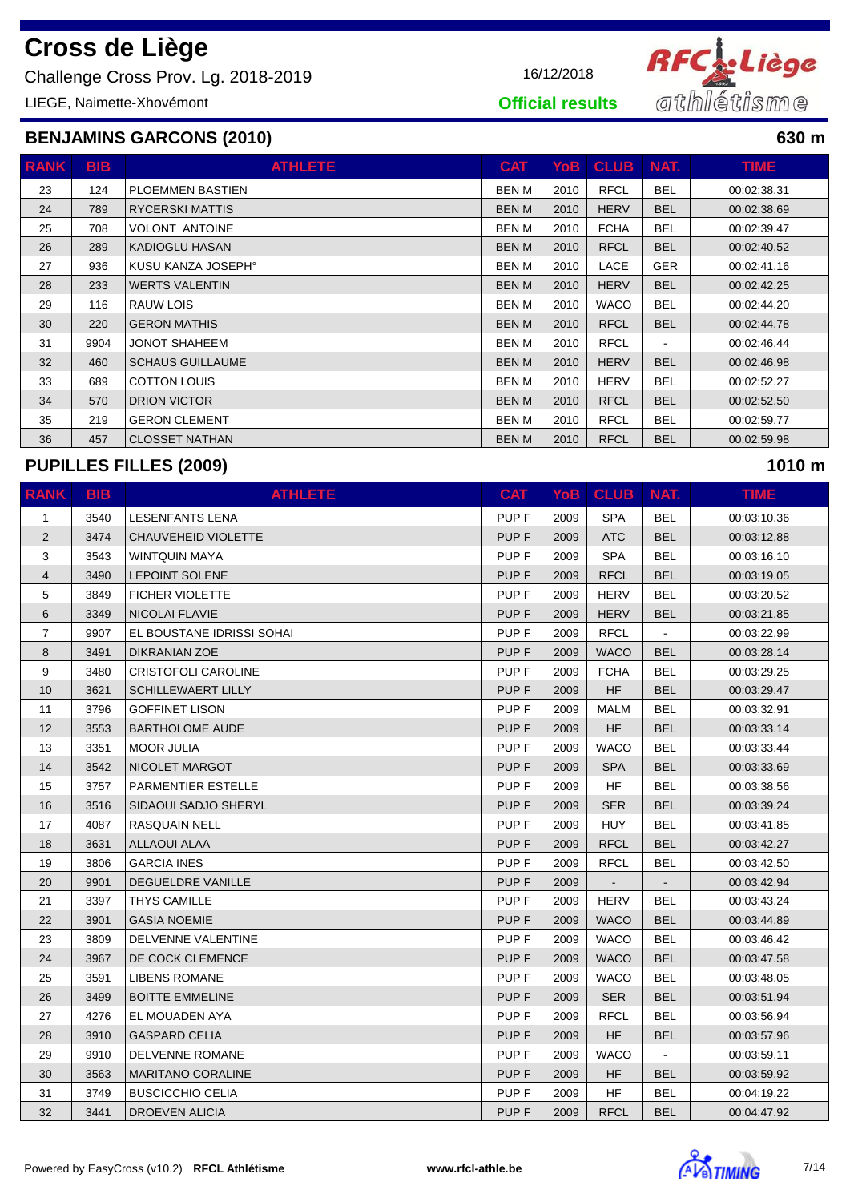# Cross de Liège

Challenge Cross Prov. Lg. 2018-2019

LIEGE, Naimette-Xhovémont

16/12/2018

**Official results**

## BENJAMINS GARCONS (2010)

**630 m**

| RANK | BIB | ATHLETE | CAT | YoB | CLUB | NAT. | TIME |
|---|---|---|---|---|---|---|---|
| 23 | 124 | PLOEMMEN BASTIEN | BEN M | 2010 | RFCL | BEL | 00:02:38.31 |
| 24 | 789 | RYCERSKI MATTIS | BEN M | 2010 | HERV | BEL | 00:02:38.69 |
| 25 | 708 | VOLONT ANTOINE | BEN M | 2010 | FCHA | BEL | 00:02:39.47 |
| 26 | 289 | KADIOGLU HASAN | BEN M | 2010 | RFCL | BEL | 00:02:40.52 |
| 27 | 936 | KUSU KANZA JOSEPH° | BEN M | 2010 | LACE | GER | 00:02:41.16 |
| 28 | 233 | WERTS VALENTIN | BEN M | 2010 | HERV | BEL | 00:02:42.25 |
| 29 | 116 | RAUW LOIS | BEN M | 2010 | WACO | BEL | 00:02:44.20 |
| 30 | 220 | GERON MATHIS | BEN M | 2010 | RFCL | BEL | 00:02:44.78 |
| 31 | 9904 | JONOT SHAHEEM | BEN M | 2010 | RFCL | - | 00:02:46.44 |
| 32 | 460 | SCHAUS GUILLAUME | BEN M | 2010 | HERV | BEL | 00:02:46.98 |
| 33 | 689 | COTTON LOUIS | BEN M | 2010 | HERV | BEL | 00:02:52.27 |
| 34 | 570 | DRION VICTOR | BEN M | 2010 | RFCL | BEL | 00:02:52.50 |
| 35 | 219 | GERON CLEMENT | BEN M | 2010 | RFCL | BEL | 00:02:59.77 |
| 36 | 457 | CLOSSET NATHAN | BEN M | 2010 | RFCL | BEL | 00:02:59.98 |

## PUPILLES FILLES (2009)

**1010 m**

| RANK | BIB | ATHLETE | CAT | YoB | CLUB | NAT. | TIME |
|---|---|---|---|---|---|---|---|
| 1 | 3540 | LESENFANTS LENA | PUP F | 2009 | SPA | BEL | 00:03:10.36 |
| 2 | 3474 | CHAUVEHEID VIOLETTE | PUP F | 2009 | ATC | BEL | 00:03:12.88 |
| 3 | 3543 | WINTQUIN MAYA | PUP F | 2009 | SPA | BEL | 00:03:16.10 |
| 4 | 3490 | LEPOINT SOLENE | PUP F | 2009 | RFCL | BEL | 00:03:19.05 |
| 5 | 3849 | FICHER VIOLETTE | PUP F | 2009 | HERV | BEL | 00:03:20.52 |
| 6 | 3349 | NICOLAI FLAVIE | PUP F | 2009 | HERV | BEL | 00:03:21.85 |
| 7 | 9907 | EL BOUSTANE IDRISSI SOHAI | PUP F | 2009 | RFCL | - | 00:03:22.99 |
| 8 | 3491 | DIKRANIAN ZOE | PUP F | 2009 | WACO | BEL | 00:03:28.14 |
| 9 | 3480 | CRISTOFOLI CAROLINE | PUP F | 2009 | FCHA | BEL | 00:03:29.25 |
| 10 | 3621 | SCHILLEWAERT LILLY | PUP F | 2009 | HF | BEL | 00:03:29.47 |
| 11 | 3796 | GOFFINET LISON | PUP F | 2009 | MALM | BEL | 00:03:32.91 |
| 12 | 3553 | BARTHOLOME AUDE | PUP F | 2009 | HF | BEL | 00:03:33.14 |
| 13 | 3351 | MOOR JULIA | PUP F | 2009 | WACO | BEL | 00:03:33.44 |
| 14 | 3542 | NICOLET MARGOT | PUP F | 2009 | SPA | BEL | 00:03:33.69 |
| 15 | 3757 | PARMENTIER ESTELLE | PUP F | 2009 | HF | BEL | 00:03:38.56 |
| 16 | 3516 | SIDAOUI SADJO SHERYL | PUP F | 2009 | SER | BEL | 00:03:39.24 |
| 17 | 4087 | RASQUAIN NELL | PUP F | 2009 | HUY | BEL | 00:03:41.85 |
| 18 | 3631 | ALLAOUI ALAA | PUP F | 2009 | RFCL | BEL | 00:03:42.27 |
| 19 | 3806 | GARCIA INES | PUP F | 2009 | RFCL | BEL | 00:03:42.50 |
| 20 | 9901 | DEGUELDRE VANILLE | PUP F | 2009 | - | - | 00:03:42.94 |
| 21 | 3397 | THYS CAMILLE | PUP F | 2009 | HERV | BEL | 00:03:43.24 |
| 22 | 3901 | GASIA NOEMIE | PUP F | 2009 | WACO | BEL | 00:03:44.89 |
| 23 | 3809 | DELVENNE VALENTINE | PUP F | 2009 | WACO | BEL | 00:03:46.42 |
| 24 | 3967 | DE COCK CLEMENCE | PUP F | 2009 | WACO | BEL | 00:03:47.58 |
| 25 | 3591 | LIBENS ROMANE | PUP F | 2009 | WACO | BEL | 00:03:48.05 |
| 26 | 3499 | BOITTE EMMELINE | PUP F | 2009 | SER | BEL | 00:03:51.94 |
| 27 | 4276 | EL MOUADEN AYA | PUP F | 2009 | RFCL | BEL | 00:03:56.94 |
| 28 | 3910 | GASPARD CELIA | PUP F | 2009 | HF | BEL | 00:03:57.96 |
| 29 | 9910 | DELVENNE ROMANE | PUP F | 2009 | WACO | - | 00:03:59.11 |
| 30 | 3563 | MARITANO CORALINE | PUP F | 2009 | HF | BEL | 00:03:59.92 |
| 31 | 3749 | BUSCICCHIO CELIA | PUP F | 2009 | HF | BEL | 00:04:19.22 |
| 32 | 3441 | DROEVEN ALICIA | PUP F | 2009 | RFCL | BEL | 00:04:47.92 |

Powered by EasyCross (v10.2) **RFCL Athlétisme** **www.rfcl-athle.be**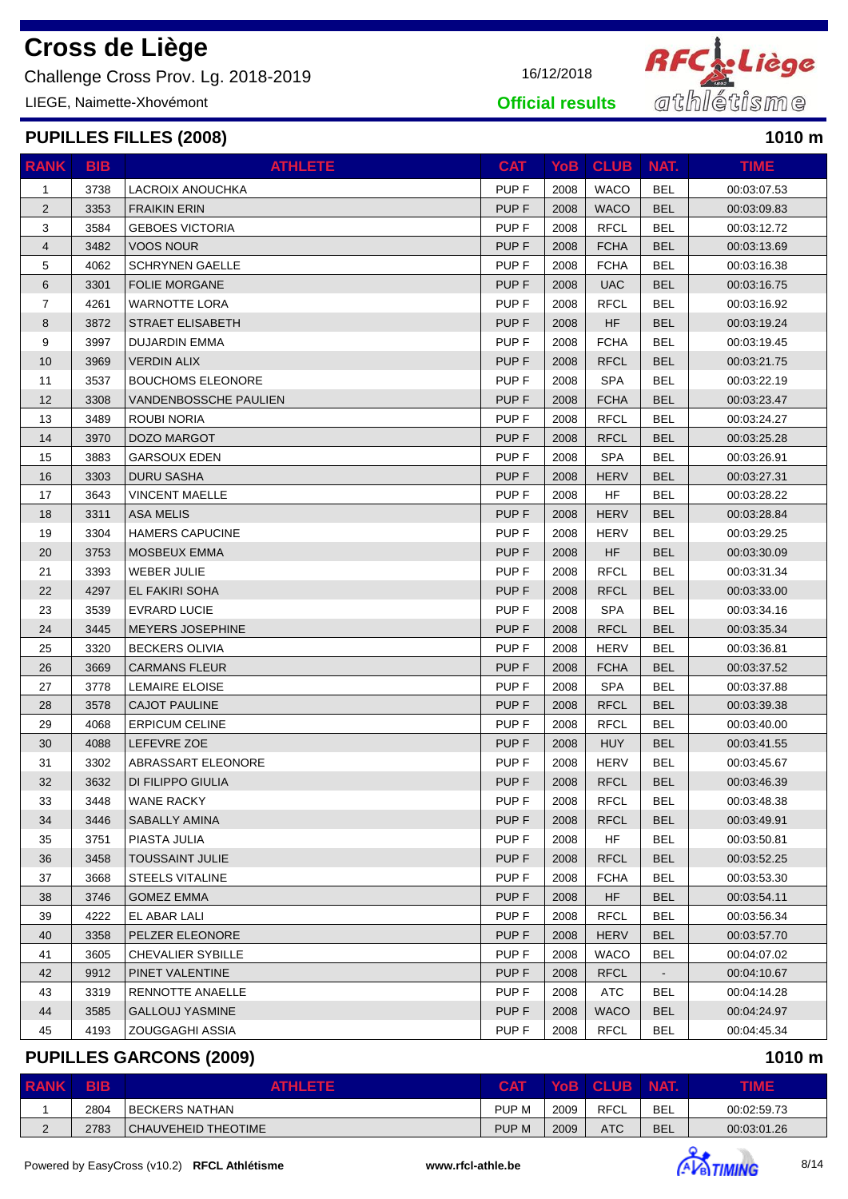# Cross de Liège

Challenge Cross Prov. Lg. 2018-2019

16/12/2018

LIEGE, Naimette-Xhovémont

**Official results**

## PUPILLES FILLES (2008)

**1010 m**

| RANK | BIB | ATHLETE | CAT | YoB | CLUB | NAT. | TIME |
|---|---|---|---|---|---|---|---|
| 1 | 3738 | LACROIX ANOUCHKA | PUP F | 2008 | WACO | BEL | 00:03:07.53 |
| 2 | 3353 | FRAIKIN ERIN | PUP F | 2008 | WACO | BEL | 00:03:09.83 |
| 3 | 3584 | GEBOES VICTORIA | PUP F | 2008 | RFCL | BEL | 00:03:12.72 |
| 4 | 3482 | VOOS NOUR | PUP F | 2008 | FCHA | BEL | 00:03:13.69 |
| 5 | 4062 | SCHRYNEN GAELLE | PUP F | 2008 | FCHA | BEL | 00:03:16.38 |
| 6 | 3301 | FOLIE MORGANE | PUP F | 2008 | UAC | BEL | 00:03:16.75 |
| 7 | 4261 | WARNOTTE LORA | PUP F | 2008 | RFCL | BEL | 00:03:16.92 |
| 8 | 3872 | STRAET ELISABETH | PUP F | 2008 | HF | BEL | 00:03:19.24 |
| 9 | 3997 | DUJARDIN EMMA | PUP F | 2008 | FCHA | BEL | 00:03:19.45 |
| 10 | 3969 | VERDIN ALIX | PUP F | 2008 | RFCL | BEL | 00:03:21.75 |
| 11 | 3537 | BOUCHOMS ELEONORE | PUP F | 2008 | SPA | BEL | 00:03:22.19 |
| 12 | 3308 | VANDENBOSSCHE PAULIEN | PUP F | 2008 | FCHA | BEL | 00:03:23.47 |
| 13 | 3489 | ROUBI NORIA | PUP F | 2008 | RFCL | BEL | 00:03:24.27 |
| 14 | 3970 | DOZO MARGOT | PUP F | 2008 | RFCL | BEL | 00:03:25.28 |
| 15 | 3883 | GARSOUX EDEN | PUP F | 2008 | SPA | BEL | 00:03:26.91 |
| 16 | 3303 | DURU SASHA | PUP F | 2008 | HERV | BEL | 00:03:27.31 |
| 17 | 3643 | VINCENT MAELLE | PUP F | 2008 | HF | BEL | 00:03:28.22 |
| 18 | 3311 | ASA MELIS | PUP F | 2008 | HERV | BEL | 00:03:28.84 |
| 19 | 3304 | HAMERS CAPUCINE | PUP F | 2008 | HERV | BEL | 00:03:29.25 |
| 20 | 3753 | MOSBEUX EMMA | PUP F | 2008 | HF | BEL | 00:03:30.09 |
| 21 | 3393 | WEBER JULIE | PUP F | 2008 | RFCL | BEL | 00:03:31.34 |
| 22 | 4297 | EL FAKIRI SOHA | PUP F | 2008 | RFCL | BEL | 00:03:33.00 |
| 23 | 3539 | EVRARD LUCIE | PUP F | 2008 | SPA | BEL | 00:03:34.16 |
| 24 | 3445 | MEYERS JOSEPHINE | PUP F | 2008 | RFCL | BEL | 00:03:35.34 |
| 25 | 3320 | BECKERS OLIVIA | PUP F | 2008 | HERV | BEL | 00:03:36.81 |
| 26 | 3669 | CARMANS FLEUR | PUP F | 2008 | FCHA | BEL | 00:03:37.52 |
| 27 | 3778 | LEMAIRE ELOISE | PUP F | 2008 | SPA | BEL | 00:03:37.88 |
| 28 | 3578 | CAJOT PAULINE | PUP F | 2008 | RFCL | BEL | 00:03:39.38 |
| 29 | 4068 | ERPICUM CELINE | PUP F | 2008 | RFCL | BEL | 00:03:40.00 |
| 30 | 4088 | LEFEVRE ZOE | PUP F | 2008 | HUY | BEL | 00:03:41.55 |
| 31 | 3302 | ABRASSART ELEONORE | PUP F | 2008 | HERV | BEL | 00:03:45.67 |
| 32 | 3632 | DI FILIPPO GIULIA | PUP F | 2008 | RFCL | BEL | 00:03:46.39 |
| 33 | 3448 | WANE RACKY | PUP F | 2008 | RFCL | BEL | 00:03:48.38 |
| 34 | 3446 | SABALLY AMINA | PUP F | 2008 | RFCL | BEL | 00:03:49.91 |
| 35 | 3751 | PIASTA JULIA | PUP F | 2008 | HF | BEL | 00:03:50.81 |
| 36 | 3458 | TOUSSAINT JULIE | PUP F | 2008 | RFCL | BEL | 00:03:52.25 |
| 37 | 3668 | STEELS VITALINE | PUP F | 2008 | FCHA | BEL | 00:03:53.30 |
| 38 | 3746 | GOMEZ EMMA | PUP F | 2008 | HF | BEL | 00:03:54.11 |
| 39 | 4222 | EL ABAR LALI | PUP F | 2008 | RFCL | BEL | 00:03:56.34 |
| 40 | 3358 | PELZER ELEONORE | PUP F | 2008 | HERV | BEL | 00:03:57.70 |
| 41 | 3605 | CHEVALIER SYBILLE | PUP F | 2008 | WACO | BEL | 00:04:07.02 |
| 42 | 9912 | PINET VALENTINE | PUP F | 2008 | RFCL | - | 00:04:10.67 |
| 43 | 3319 | RENNOTTE ANAELLE | PUP F | 2008 | ATC | BEL | 00:04:14.28 |
| 44 | 3585 | GALLOUJ YASMINE | PUP F | 2008 | WACO | BEL | 00:04:24.97 |
| 45 | 4193 | ZOUGGAGHI ASSIA | PUP F | 2008 | RFCL | BEL | 00:04:45.34 |

## PUPILLES GARCONS (2009)

**1010 m**

| RANK | BIB | ATHLETE | CAT | YoB | CLUB | NAT. | TIME |
|---|---|---|---|---|---|---|---|
| 1 | 2804 | BECKERS NATHAN | PUP M | 2009 | RFCL | BEL | 00:02:59.73 |
| 2 | 2783 | CHAUVEHEID THEOTIME | PUP M | 2009 | ATC | BEL | 00:03:01.26 |

Powered by EasyCross (v10.2) **RFCL Athlétisme** **www.rfcl-athle.be**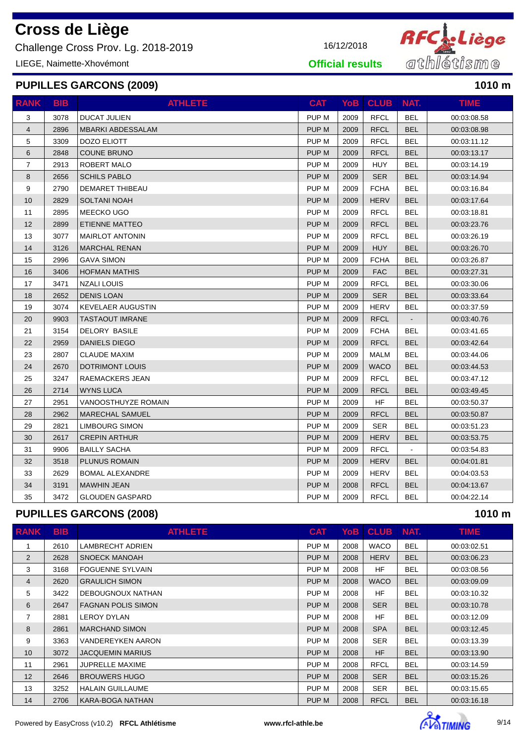# Cross de Liège

Challenge Cross Prov. Lg. 2018-2019

LIEGE, Naimette-Xhovémont

16/12/2018

**Official results**

## PUPILLES GARCONS (2009)

**1010 m**

| RANK | BIB | ATHLETE | CAT | YoB | CLUB | NAT. | TIME |
|---|---|---|---|---|---|---|---|
| 3 | 3078 | DUCAT JULIEN | PUP M | 2009 | RFCL | BEL | 00:03:08.58 |
| 4 | 2896 | MBARKI ABDESSALAM | PUP M | 2009 | RFCL | BEL | 00:03:08.98 |
| 5 | 3309 | DOZO ELIOTT | PUP M | 2009 | RFCL | BEL | 00:03:11.12 |
| 6 | 2848 | COUNE BRUNO | PUP M | 2009 | RFCL | BEL | 00:03:13.17 |
| 7 | 2913 | ROBERT MALO | PUP M | 2009 | HUY | BEL | 00:03:14.19 |
| 8 | 2656 | SCHILS PABLO | PUP M | 2009 | SER | BEL | 00:03:14.94 |
| 9 | 2790 | DEMARET THIBEAU | PUP M | 2009 | FCHA | BEL | 00:03:16.84 |
| 10 | 2829 | SOLTANI NOAH | PUP M | 2009 | HERV | BEL | 00:03:17.64 |
| 11 | 2895 | MEECKO UGO | PUP M | 2009 | RFCL | BEL | 00:03:18.81 |
| 12 | 2899 | ETIENNE MATTEO | PUP M | 2009 | RFCL | BEL | 00:03:23.76 |
| 13 | 3077 | MAIRLOT ANTONIN | PUP M | 2009 | RFCL | BEL | 00:03:26.19 |
| 14 | 3126 | MARCHAL RENAN | PUP M | 2009 | HUY | BEL | 00:03:26.70 |
| 15 | 2996 | GAVA SIMON | PUP M | 2009 | FCHA | BEL | 00:03:26.87 |
| 16 | 3406 | HOFMAN MATHIS | PUP M | 2009 | FAC | BEL | 00:03:27.31 |
| 17 | 3471 | NZALI LOUIS | PUP M | 2009 | RFCL | BEL | 00:03:30.06 |
| 18 | 2652 | DENIS LOAN | PUP M | 2009 | SER | BEL | 00:03:33.64 |
| 19 | 3074 | KEVELAER AUGUSTIN | PUP M | 2009 | HERV | BEL | 00:03:37.59 |
| 20 | 9903 | TASTAOUT IMRANE | PUP M | 2009 | RFCL | - | 00:03:40.76 |
| 21 | 3154 | DELORY BASILE | PUP M | 2009 | FCHA | BEL | 00:03:41.65 |
| 22 | 2959 | DANIELS DIEGO | PUP M | 2009 | RFCL | BEL | 00:03:42.64 |
| 23 | 2807 | CLAUDE MAXIM | PUP M | 2009 | MALM | BEL | 00:03:44.06 |
| 24 | 2670 | DOTRIMONT LOUIS | PUP M | 2009 | WACO | BEL | 00:03:44.53 |
| 25 | 3247 | RAEMACKERS JEAN | PUP M | 2009 | RFCL | BEL | 00:03:47.12 |
| 26 | 2714 | WYNS LUCA | PUP M | 2009 | RFCL | BEL | 00:03:49.45 |
| 27 | 2951 | VANOOSTHUYZE ROMAIN | PUP M | 2009 | HF | BEL | 00:03:50.37 |
| 28 | 2962 | MARECHAL SAMUEL | PUP M | 2009 | RFCL | BEL | 00:03:50.87 |
| 29 | 2821 | LIMBOURG SIMON | PUP M | 2009 | SER | BEL | 00:03:51.23 |
| 30 | 2617 | CREPIN ARTHUR | PUP M | 2009 | HERV | BEL | 00:03:53.75 |
| 31 | 9906 | BAILLY SACHA | PUP M | 2009 | RFCL | - | 00:03:54.83 |
| 32 | 3518 | PLUNUS ROMAIN | PUP M | 2009 | HERV | BEL | 00:04:01.81 |
| 33 | 2629 | BOMAL ALEXANDRE | PUP M | 2009 | HERV | BEL | 00:04:03.53 |
| 34 | 3191 | MAWHIN JEAN | PUP M | 2008 | RFCL | BEL | 00:04:13.67 |
| 35 | 3472 | GLOUDEN GASPARD | PUP M | 2009 | RFCL | BEL | 00:04:22.14 |

## PUPILLES GARCONS (2008)

**1010 m**

| RANK | BIB | ATHLETE | CAT | YoB | CLUB | NAT. | TIME |
|---|---|---|---|---|---|---|---|
| 1 | 2610 | LAMBRECHT ADRIEN | PUP M | 2008 | WACO | BEL | 00:03:02.51 |
| 2 | 2628 | SNOECK MANOAH | PUP M | 2008 | HERV | BEL | 00:03:06.23 |
| 3 | 3168 | FOGUENNE SYLVAIN | PUP M | 2008 | HF | BEL | 00:03:08.56 |
| 4 | 2620 | GRAULICH SIMON | PUP M | 2008 | WACO | BEL | 00:03:09.09 |
| 5 | 3422 | DEBOUGNOUX NATHAN | PUP M | 2008 | HF | BEL | 00:03:10.32 |
| 6 | 2647 | FAGNAN POLIS SIMON | PUP M | 2008 | SER | BEL | 00:03:10.78 |
| 7 | 2881 | LEROY DYLAN | PUP M | 2008 | HF | BEL | 00:03:12.09 |
| 8 | 2861 | MARCHAND SIMON | PUP M | 2008 | SPA | BEL | 00:03:12.45 |
| 9 | 3363 | VANDEREYKEN AARON | PUP M | 2008 | SER | BEL | 00:03:13.39 |
| 10 | 3072 | JACQUEMIN MARIUS | PUP M | 2008 | HF | BEL | 00:03:13.90 |
| 11 | 2961 | JUPRELLE MAXIME | PUP M | 2008 | RFCL | BEL | 00:03:14.59 |
| 12 | 2646 | BROUWERS HUGO | PUP M | 2008 | SER | BEL | 00:03:15.26 |
| 13 | 3252 | HALAIN GUILLAUME | PUP M | 2008 | SER | BEL | 00:03:15.65 |
| 14 | 2706 | KARA-BOGA NATHAN | PUP M | 2008 | RFCL | BEL | 00:03:16.18 |

Powered by EasyCross (v10.2) **RFCL Athlétisme** **www.rfcl-athle.be**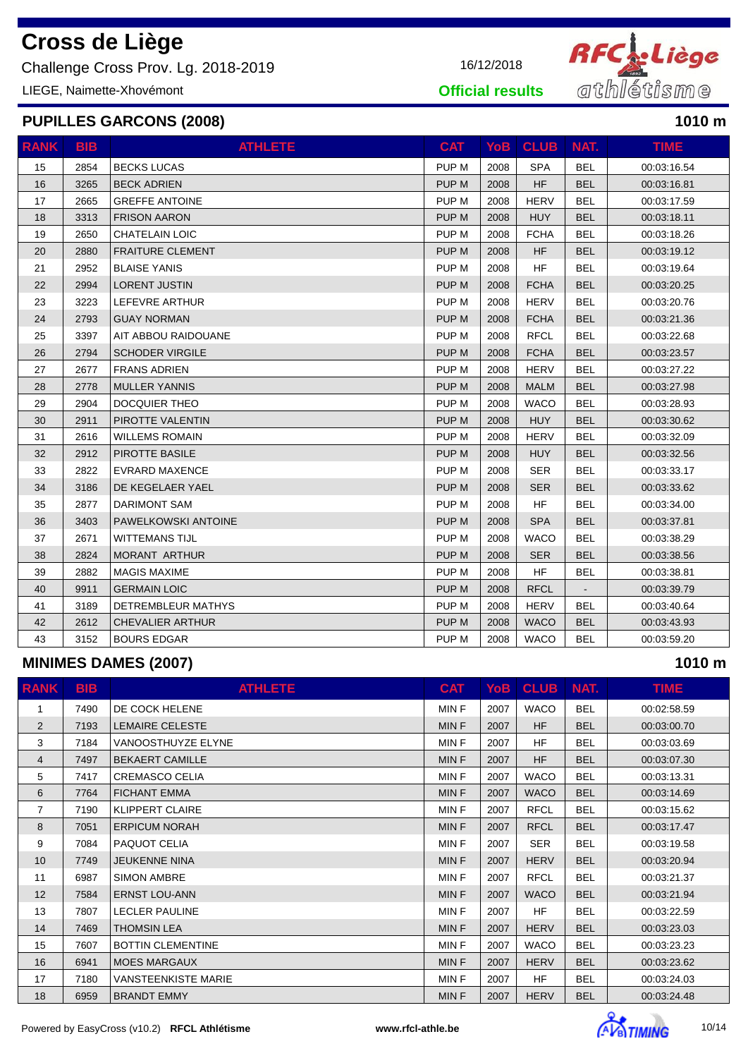# Cross de Liège

Challenge Cross Prov. Lg. 2018-2019

LIEGE, Naimette-Xhovémont

16/12/2018

**Official results**

## PUPILLES GARCONS (2008) — 1010 m

| RANK | BIB | ATHLETE | CAT | YoB | CLUB | NAT. | TIME |
|---|---|---|---|---|---|---|---|
| 15 | 2854 | BECKS LUCAS | PUP M | 2008 | SPA | BEL | 00:03:16.54 |
| 16 | 3265 | BECK ADRIEN | PUP M | 2008 | HF | BEL | 00:03:16.81 |
| 17 | 2665 | GREFFE ANTOINE | PUP M | 2008 | HERV | BEL | 00:03:17.59 |
| 18 | 3313 | FRISON AARON | PUP M | 2008 | HUY | BEL | 00:03:18.11 |
| 19 | 2650 | CHATELAIN LOIC | PUP M | 2008 | FCHA | BEL | 00:03:18.26 |
| 20 | 2880 | FRAITURE CLEMENT | PUP M | 2008 | HF | BEL | 00:03:19.12 |
| 21 | 2952 | BLAISE YANIS | PUP M | 2008 | HF | BEL | 00:03:19.64 |
| 22 | 2994 | LORENT JUSTIN | PUP M | 2008 | FCHA | BEL | 00:03:20.25 |
| 23 | 3223 | LEFEVRE ARTHUR | PUP M | 2008 | HERV | BEL | 00:03:20.76 |
| 24 | 2793 | GUAY NORMAN | PUP M | 2008 | FCHA | BEL | 00:03:21.36 |
| 25 | 3397 | AIT ABBOU RAIDOUANE | PUP M | 2008 | RFCL | BEL | 00:03:22.68 |
| 26 | 2794 | SCHODER VIRGILE | PUP M | 2008 | FCHA | BEL | 00:03:23.57 |
| 27 | 2677 | FRANS ADRIEN | PUP M | 2008 | HERV | BEL | 00:03:27.22 |
| 28 | 2778 | MULLER YANNIS | PUP M | 2008 | MALM | BEL | 00:03:27.98 |
| 29 | 2904 | DOCQUIER THEO | PUP M | 2008 | WACO | BEL | 00:03:28.93 |
| 30 | 2911 | PIROTTE VALENTIN | PUP M | 2008 | HUY | BEL | 00:03:30.62 |
| 31 | 2616 | WILLEMS ROMAIN | PUP M | 2008 | HERV | BEL | 00:03:32.09 |
| 32 | 2912 | PIROTTE BASILE | PUP M | 2008 | HUY | BEL | 00:03:32.56 |
| 33 | 2822 | EVRARD MAXENCE | PUP M | 2008 | SER | BEL | 00:03:33.17 |
| 34 | 3186 | DE KEGELAER YAEL | PUP M | 2008 | SER | BEL | 00:03:33.62 |
| 35 | 2877 | DARIMONT SAM | PUP M | 2008 | HF | BEL | 00:03:34.00 |
| 36 | 3403 | PAWELKOWSKI ANTOINE | PUP M | 2008 | SPA | BEL | 00:03:37.81 |
| 37 | 2671 | WITTEMANS TIJL | PUP M | 2008 | WACO | BEL | 00:03:38.29 |
| 38 | 2824 | MORANT ARTHUR | PUP M | 2008 | SER | BEL | 00:03:38.56 |
| 39 | 2882 | MAGIS MAXIME | PUP M | 2008 | HF | BEL | 00:03:38.81 |
| 40 | 9911 | GERMAIN LOIC | PUP M | 2008 | RFCL | - | 00:03:39.79 |
| 41 | 3189 | DETREMBLEUR MATHYS | PUP M | 2008 | HERV | BEL | 00:03:40.64 |
| 42 | 2612 | CHEVALIER ARTHUR | PUP M | 2008 | WACO | BEL | 00:03:43.93 |
| 43 | 3152 | BOURS EDGAR | PUP M | 2008 | WACO | BEL | 00:03:59.20 |

## MINIMES DAMES (2007) — 1010 m

| RANK | BIB | ATHLETE | CAT | YoB | CLUB | NAT. | TIME |
|---|---|---|---|---|---|---|---|
| 1 | 7490 | DE COCK HELENE | MIN F | 2007 | WACO | BEL | 00:02:58.59 |
| 2 | 7193 | LEMAIRE CELESTE | MIN F | 2007 | HF | BEL | 00:03:00.70 |
| 3 | 7184 | VANOOSTHUYZE ELYNE | MIN F | 2007 | HF | BEL | 00:03:03.69 |
| 4 | 7497 | BEKAERT CAMILLE | MIN F | 2007 | HF | BEL | 00:03:07.30 |
| 5 | 7417 | CREMASCO CELIA | MIN F | 2007 | WACO | BEL | 00:03:13.31 |
| 6 | 7764 | FICHANT EMMA | MIN F | 2007 | WACO | BEL | 00:03:14.69 |
| 7 | 7190 | KLIPPERT CLAIRE | MIN F | 2007 | RFCL | BEL | 00:03:15.62 |
| 8 | 7051 | ERPICUM NORAH | MIN F | 2007 | RFCL | BEL | 00:03:17.47 |
| 9 | 7084 | PAQUOT CELIA | MIN F | 2007 | SER | BEL | 00:03:19.58 |
| 10 | 7749 | JEUKENNE NINA | MIN F | 2007 | HERV | BEL | 00:03:20.94 |
| 11 | 6987 | SIMON AMBRE | MIN F | 2007 | RFCL | BEL | 00:03:21.37 |
| 12 | 7584 | ERNST LOU-ANN | MIN F | 2007 | WACO | BEL | 00:03:21.94 |
| 13 | 7807 | LECLER PAULINE | MIN F | 2007 | HF | BEL | 00:03:22.59 |
| 14 | 7469 | THOMSIN LEA | MIN F | 2007 | HERV | BEL | 00:03:23.03 |
| 15 | 7607 | BOTTIN CLEMENTINE | MIN F | 2007 | WACO | BEL | 00:03:23.23 |
| 16 | 6941 | MOES MARGAUX | MIN F | 2007 | HERV | BEL | 00:03:23.62 |
| 17 | 7180 | VANSTEENKISTE MARIE | MIN F | 2007 | HF | BEL | 00:03:24.03 |
| 18 | 6959 | BRANDT EMMY | MIN F | 2007 | HERV | BEL | 00:03:24.48 |

Powered by EasyCross (v10.2) **RFCL Athlétisme** **www.rfcl-athle.be**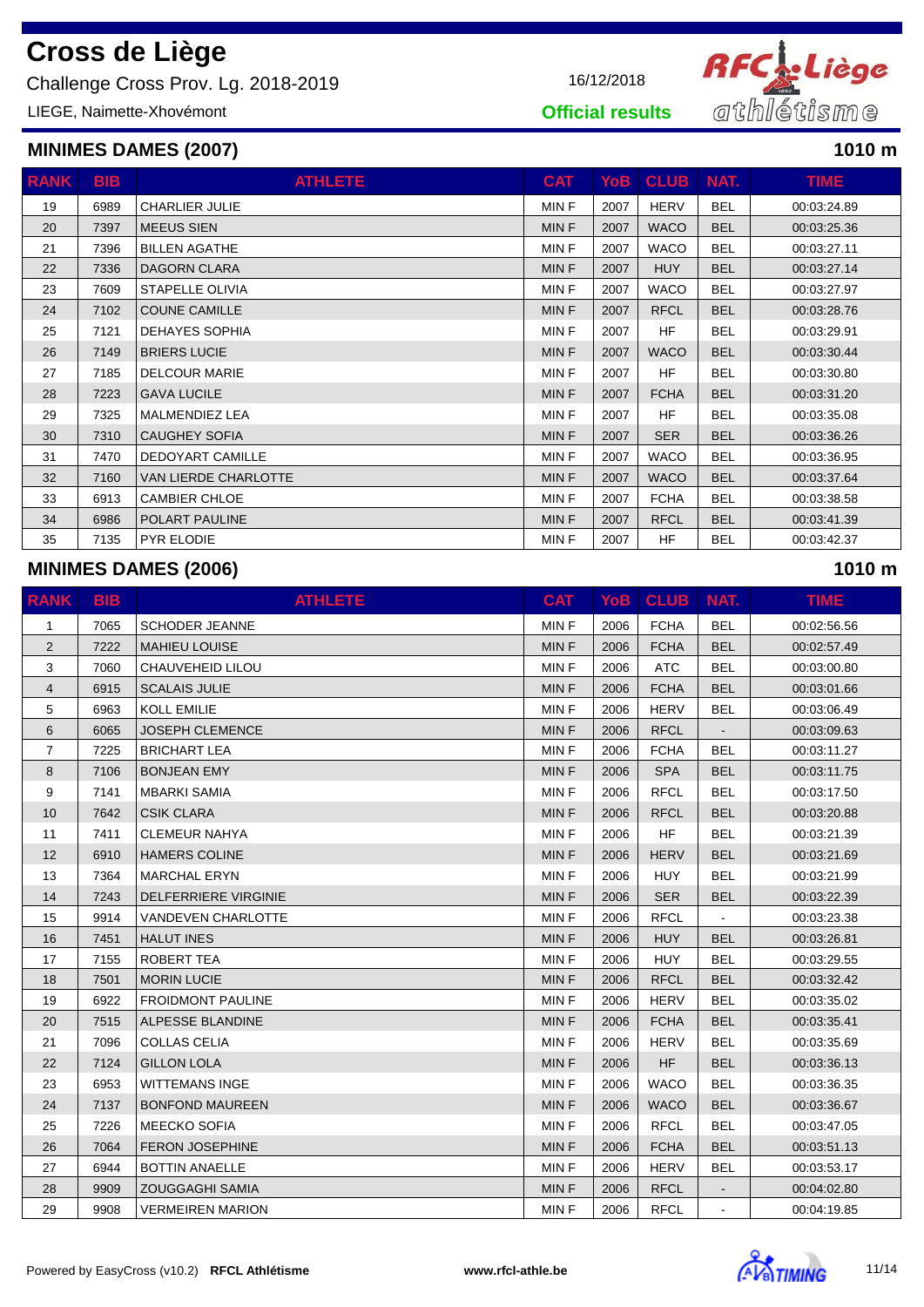# Cross de Liège

Challenge Cross Prov. Lg. 2018-2019

16/12/2018

LIEGE, Naimette-Xhovémont

**Official results**

## MINIMES DAMES (2007) — 1010 m

| RANK | BIB | ATHLETE | CAT | YoB | CLUB | NAT. | TIME |
|---|---|---|---|---|---|---|---|
| 19 | 6989 | CHARLIER JULIE | MIN F | 2007 | HERV | BEL | 00:03:24.89 |
| 20 | 7397 | MEEUS SIEN | MIN F | 2007 | WACO | BEL | 00:03:25.36 |
| 21 | 7396 | BILLEN AGATHE | MIN F | 2007 | WACO | BEL | 00:03:27.11 |
| 22 | 7336 | DAGORN CLARA | MIN F | 2007 | HUY | BEL | 00:03:27.14 |
| 23 | 7609 | STAPELLE OLIVIA | MIN F | 2007 | WACO | BEL | 00:03:27.97 |
| 24 | 7102 | COUNE CAMILLE | MIN F | 2007 | RFCL | BEL | 00:03:28.76 |
| 25 | 7121 | DEHAYES SOPHIA | MIN F | 2007 | HF | BEL | 00:03:29.91 |
| 26 | 7149 | BRIERS LUCIE | MIN F | 2007 | WACO | BEL | 00:03:30.44 |
| 27 | 7185 | DELCOUR MARIE | MIN F | 2007 | HF | BEL | 00:03:30.80 |
| 28 | 7223 | GAVA LUCILE | MIN F | 2007 | FCHA | BEL | 00:03:31.20 |
| 29 | 7325 | MALMENDIEZ LEA | MIN F | 2007 | HF | BEL | 00:03:35.08 |
| 30 | 7310 | CAUGHEY SOFIA | MIN F | 2007 | SER | BEL | 00:03:36.26 |
| 31 | 7470 | DEDOYART CAMILLE | MIN F | 2007 | WACO | BEL | 00:03:36.95 |
| 32 | 7160 | VAN LIERDE CHARLOTTE | MIN F | 2007 | WACO | BEL | 00:03:37.64 |
| 33 | 6913 | CAMBIER CHLOE | MIN F | 2007 | FCHA | BEL | 00:03:38.58 |
| 34 | 6986 | POLART PAULINE | MIN F | 2007 | RFCL | BEL | 00:03:41.39 |
| 35 | 7135 | PYR ELODIE | MIN F | 2007 | HF | BEL | 00:03:42.37 |

## MINIMES DAMES (2006) — 1010 m

| RANK | BIB | ATHLETE | CAT | YoB | CLUB | NAT. | TIME |
|---|---|---|---|---|---|---|---|
| 1 | 7065 | SCHODER JEANNE | MIN F | 2006 | FCHA | BEL | 00:02:56.56 |
| 2 | 7222 | MAHIEU LOUISE | MIN F | 2006 | FCHA | BEL | 00:02:57.49 |
| 3 | 7060 | CHAUVEHEID LILOU | MIN F | 2006 | ATC | BEL | 00:03:00.80 |
| 4 | 6915 | SCALAIS JULIE | MIN F | 2006 | FCHA | BEL | 00:03:01.66 |
| 5 | 6963 | KOLL EMILIE | MIN F | 2006 | HERV | BEL | 00:03:06.49 |
| 6 | 6065 | JOSEPH CLEMENCE | MIN F | 2006 | RFCL | - | 00:03:09.63 |
| 7 | 7225 | BRICHART LEA | MIN F | 2006 | FCHA | BEL | 00:03:11.27 |
| 8 | 7106 | BONJEAN EMY | MIN F | 2006 | SPA | BEL | 00:03:11.75 |
| 9 | 7141 | MBARKI SAMIA | MIN F | 2006 | RFCL | BEL | 00:03:17.50 |
| 10 | 7642 | CSIK CLARA | MIN F | 2006 | RFCL | BEL | 00:03:20.88 |
| 11 | 7411 | CLEMEUR NAHYA | MIN F | 2006 | HF | BEL | 00:03:21.39 |
| 12 | 6910 | HAMERS COLINE | MIN F | 2006 | HERV | BEL | 00:03:21.69 |
| 13 | 7364 | MARCHAL ERYN | MIN F | 2006 | HUY | BEL | 00:03:21.99 |
| 14 | 7243 | DELFERRIERE VIRGINIE | MIN F | 2006 | SER | BEL | 00:03:22.39 |
| 15 | 9914 | VANDEVEN CHARLOTTE | MIN F | 2006 | RFCL | - | 00:03:23.38 |
| 16 | 7451 | HALUT INES | MIN F | 2006 | HUY | BEL | 00:03:26.81 |
| 17 | 7155 | ROBERT TEA | MIN F | 2006 | HUY | BEL | 00:03:29.55 |
| 18 | 7501 | MORIN LUCIE | MIN F | 2006 | RFCL | BEL | 00:03:32.42 |
| 19 | 6922 | FROIDMONT PAULINE | MIN F | 2006 | HERV | BEL | 00:03:35.02 |
| 20 | 7515 | ALPESSE BLANDINE | MIN F | 2006 | FCHA | BEL | 00:03:35.41 |
| 21 | 7096 | COLLAS CELIA | MIN F | 2006 | HERV | BEL | 00:03:35.69 |
| 22 | 7124 | GILLON LOLA | MIN F | 2006 | HF | BEL | 00:03:36.13 |
| 23 | 6953 | WITTEMANS INGE | MIN F | 2006 | WACO | BEL | 00:03:36.35 |
| 24 | 7137 | BONFOND MAUREEN | MIN F | 2006 | WACO | BEL | 00:03:36.67 |
| 25 | 7226 | MEECKO SOFIA | MIN F | 2006 | RFCL | BEL | 00:03:47.05 |
| 26 | 7064 | FERON JOSEPHINE | MIN F | 2006 | FCHA | BEL | 00:03:51.13 |
| 27 | 6944 | BOTTIN ANAELLE | MIN F | 2006 | HERV | BEL | 00:03:53.17 |
| 28 | 9909 | ZOUGGAGHI SAMIA | MIN F | 2006 | RFCL | - | 00:04:02.80 |
| 29 | 9908 | VERMEIREN MARION | MIN F | 2006 | RFCL | - | 00:04:19.85 |

Powered by EasyCross (v10.2) **RFCL Athlétisme** **www.rfcl-athle.be**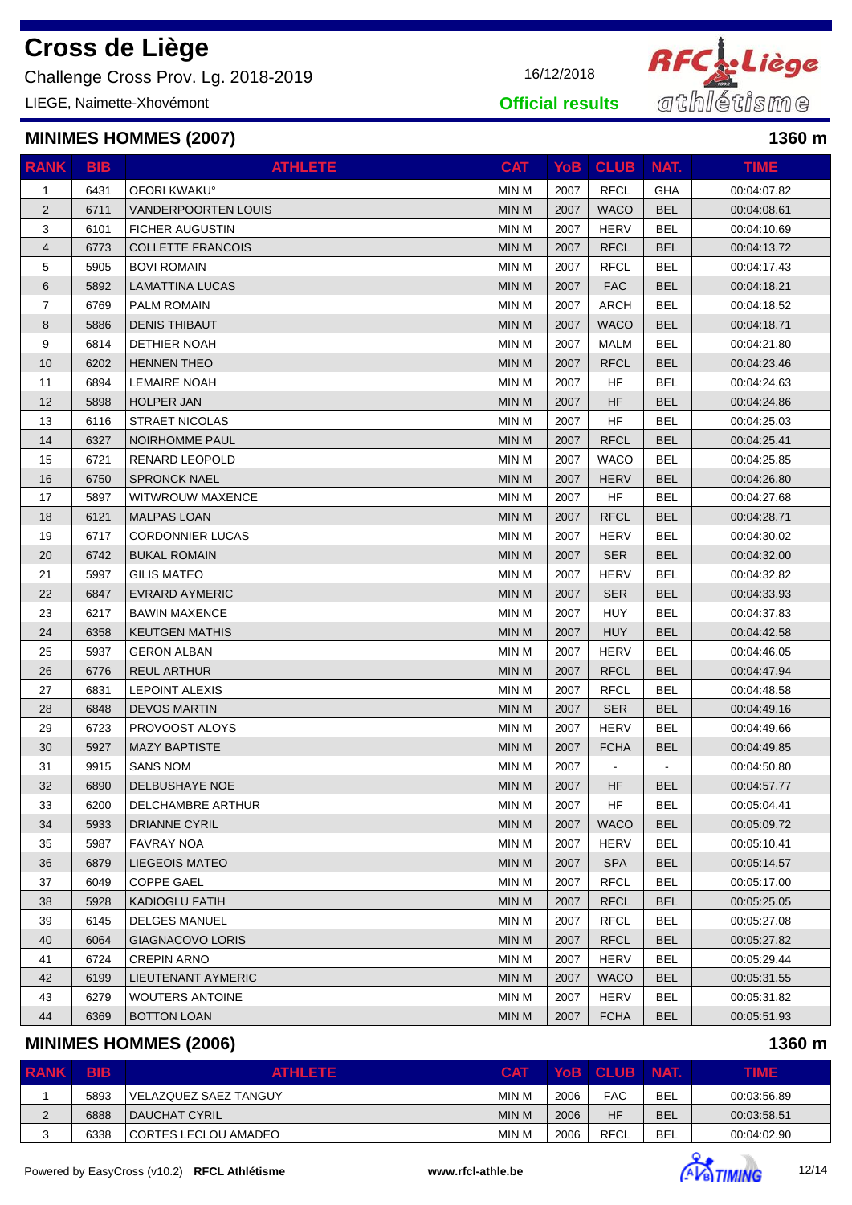# Cross de Liège

Challenge Cross Prov. Lg. 2018-2019

LIEGE, Naimette-Xhovémont

16/12/2018

**Official results**

## MINIMES HOMMES (2007)

**1360 m**

| RANK | BIB | ATHLETE | CAT | YoB | CLUB | NAT. | TIME |
|---|---|---|---|---|---|---|---|
| 1 | 6431 | OFORI KWAKU° | MIN M | 2007 | RFCL | GHA | 00:04:07.82 |
| 2 | 6711 | VANDERPOORTEN LOUIS | MIN M | 2007 | WACO | BEL | 00:04:08.61 |
| 3 | 6101 | FICHER AUGUSTIN | MIN M | 2007 | HERV | BEL | 00:04:10.69 |
| 4 | 6773 | COLLETTE FRANCOIS | MIN M | 2007 | RFCL | BEL | 00:04:13.72 |
| 5 | 5905 | BOVI ROMAIN | MIN M | 2007 | RFCL | BEL | 00:04:17.43 |
| 6 | 5892 | LAMATTINA LUCAS | MIN M | 2007 | FAC | BEL | 00:04:18.21 |
| 7 | 6769 | PALM ROMAIN | MIN M | 2007 | ARCH | BEL | 00:04:18.52 |
| 8 | 5886 | DENIS THIBAUT | MIN M | 2007 | WACO | BEL | 00:04:18.71 |
| 9 | 6814 | DETHIER NOAH | MIN M | 2007 | MALM | BEL | 00:04:21.80 |
| 10 | 6202 | HENNEN THEO | MIN M | 2007 | RFCL | BEL | 00:04:23.46 |
| 11 | 6894 | LEMAIRE NOAH | MIN M | 2007 | HF | BEL | 00:04:24.63 |
| 12 | 5898 | HOLPER JAN | MIN M | 2007 | HF | BEL | 00:04:24.86 |
| 13 | 6116 | STRAET NICOLAS | MIN M | 2007 | HF | BEL | 00:04:25.03 |
| 14 | 6327 | NOIRHOMME PAUL | MIN M | 2007 | RFCL | BEL | 00:04:25.41 |
| 15 | 6721 | RENARD LEOPOLD | MIN M | 2007 | WACO | BEL | 00:04:25.85 |
| 16 | 6750 | SPRONCK NAEL | MIN M | 2007 | HERV | BEL | 00:04:26.80 |
| 17 | 5897 | WITWROUW MAXENCE | MIN M | 2007 | HF | BEL | 00:04:27.68 |
| 18 | 6121 | MALPAS LOAN | MIN M | 2007 | RFCL | BEL | 00:04:28.71 |
| 19 | 6717 | CORDONNIER LUCAS | MIN M | 2007 | HERV | BEL | 00:04:30.02 |
| 20 | 6742 | BUKAL ROMAIN | MIN M | 2007 | SER | BEL | 00:04:32.00 |
| 21 | 5997 | GILIS MATEO | MIN M | 2007 | HERV | BEL | 00:04:32.82 |
| 22 | 6847 | EVRARD AYMERIC | MIN M | 2007 | SER | BEL | 00:04:33.93 |
| 23 | 6217 | BAWIN MAXENCE | MIN M | 2007 | HUY | BEL | 00:04:37.83 |
| 24 | 6358 | KEUTGEN MATHIS | MIN M | 2007 | HUY | BEL | 00:04:42.58 |
| 25 | 5937 | GERON ALBAN | MIN M | 2007 | HERV | BEL | 00:04:46.05 |
| 26 | 6776 | REUL ARTHUR | MIN M | 2007 | RFCL | BEL | 00:04:47.94 |
| 27 | 6831 | LEPOINT ALEXIS | MIN M | 2007 | RFCL | BEL | 00:04:48.58 |
| 28 | 6848 | DEVOS MARTIN | MIN M | 2007 | SER | BEL | 00:04:49.16 |
| 29 | 6723 | PROVOOST ALOYS | MIN M | 2007 | HERV | BEL | 00:04:49.66 |
| 30 | 5927 | MAZY BAPTISTE | MIN M | 2007 | FCHA | BEL | 00:04:49.85 |
| 31 | 9915 | SANS NOM | MIN M | 2007 | - | - | 00:04:50.80 |
| 32 | 6890 | DELBUSHAYE NOE | MIN M | 2007 | HF | BEL | 00:04:57.77 |
| 33 | 6200 | DELCHAMBRE ARTHUR | MIN M | 2007 | HF | BEL | 00:05:04.41 |
| 34 | 5933 | DRIANNE CYRIL | MIN M | 2007 | WACO | BEL | 00:05:09.72 |
| 35 | 5987 | FAVRAY NOA | MIN M | 2007 | HERV | BEL | 00:05:10.41 |
| 36 | 6879 | LIEGEOIS MATEO | MIN M | 2007 | SPA | BEL | 00:05:14.57 |
| 37 | 6049 | COPPE GAEL | MIN M | 2007 | RFCL | BEL | 00:05:17.00 |
| 38 | 5928 | KADIOGLU FATIH | MIN M | 2007 | RFCL | BEL | 00:05:25.05 |
| 39 | 6145 | DELGES MANUEL | MIN M | 2007 | RFCL | BEL | 00:05:27.08 |
| 40 | 6064 | GIAGNACOVO LORIS | MIN M | 2007 | RFCL | BEL | 00:05:27.82 |
| 41 | 6724 | CREPIN ARNO | MIN M | 2007 | HERV | BEL | 00:05:29.44 |
| 42 | 6199 | LIEUTENANT AYMERIC | MIN M | 2007 | WACO | BEL | 00:05:31.55 |
| 43 | 6279 | WOUTERS ANTOINE | MIN M | 2007 | HERV | BEL | 00:05:31.82 |
| 44 | 6369 | BOTTON LOAN | MIN M | 2007 | FCHA | BEL | 00:05:51.93 |

## MINIMES HOMMES (2006)

**1360 m**

| RANK | BIB | ATHLETE | CAT | YoB | CLUB | NAT. | TIME |
|---|---|---|---|---|---|---|---|
| 1 | 5893 | VELAZQUEZ SAEZ TANGUY | MIN M | 2006 | FAC | BEL | 00:03:56.89 |
| 2 | 6888 | DAUCHAT CYRIL | MIN M | 2006 | HF | BEL | 00:03:58.51 |
| 3 | 6338 | CORTES LECLOU AMADEO | MIN M | 2006 | RFCL | BEL | 00:04:02.90 |

Powered by EasyCross (v10.2) **RFCL Athlétisme** www.rfcl-athle.be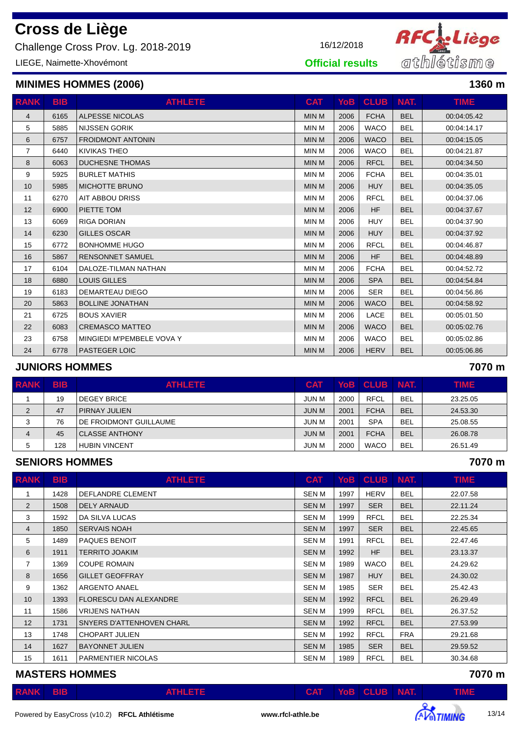# Cross de Liège

Challenge Cross Prov. Lg. 2018-2019

16/12/2018

LIEGE, Naimette-Xhovémont

**Official results**

## MINIMES HOMMES (2006)

**1360 m**

| RANK | BIB | ATHLETE | CAT | YoB | CLUB | NAT. | TIME |
|---|---|---|---|---|---|---|---|
| 4 | 6165 | ALPESSE NICOLAS | MIN M | 2006 | FCHA | BEL | 00:04:05.42 |
| 5 | 5885 | NIJSSEN GORIK | MIN M | 2006 | WACO | BEL | 00:04:14.17 |
| 6 | 6757 | FROIDMONT ANTONIN | MIN M | 2006 | WACO | BEL | 00:04:15.05 |
| 7 | 6440 | KIVIKAS THEO | MIN M | 2006 | WACO | BEL | 00:04:21.87 |
| 8 | 6063 | DUCHESNE THOMAS | MIN M | 2006 | RFCL | BEL | 00:04:34.50 |
| 9 | 5925 | BURLET MATHIS | MIN M | 2006 | FCHA | BEL | 00:04:35.01 |
| 10 | 5985 | MICHOTTE BRUNO | MIN M | 2006 | HUY | BEL | 00:04:35.05 |
| 11 | 6270 | AIT ABBOU DRISS | MIN M | 2006 | RFCL | BEL | 00:04:37.06 |
| 12 | 6900 | PIETTE TOM | MIN M | 2006 | HF | BEL | 00:04:37.67 |
| 13 | 6069 | RIGA DORIAN | MIN M | 2006 | HUY | BEL | 00:04:37.90 |
| 14 | 6230 | GILLES OSCAR | MIN M | 2006 | HUY | BEL | 00:04:37.92 |
| 15 | 6772 | BONHOMME HUGO | MIN M | 2006 | RFCL | BEL | 00:04:46.87 |
| 16 | 5867 | RENSONNET SAMUEL | MIN M | 2006 | HF | BEL | 00:04:48.89 |
| 17 | 6104 | DALOZE-TILMAN NATHAN | MIN M | 2006 | FCHA | BEL | 00:04:52.72 |
| 18 | 6880 | LOUIS GILLES | MIN M | 2006 | SPA | BEL | 00:04:54.84 |
| 19 | 6183 | DEMARTEAU DIEGO | MIN M | 2006 | SER | BEL | 00:04:56.86 |
| 20 | 5863 | BOLLINE JONATHAN | MIN M | 2006 | WACO | BEL | 00:04:58.92 |
| 21 | 6725 | BOUS XAVIER | MIN M | 2006 | LACE | BEL | 00:05:01.50 |
| 22 | 6083 | CREMASCO MATTEO | MIN M | 2006 | WACO | BEL | 00:05:02.76 |
| 23 | 6758 | MINGIEDI M'PEMBELE VOVA Y | MIN M | 2006 | WACO | BEL | 00:05:02.86 |
| 24 | 6778 | PASTEGER LOIC | MIN M | 2006 | HERV | BEL | 00:05:06.86 |

## JUNIORS HOMMES

**7070 m**

| RANK | BIB | ATHLETE | CAT | YoB | CLUB | NAT. | TIME |
|---|---|---|---|---|---|---|---|
| 1 | 19 | DEGEY BRICE | JUN M | 2000 | RFCL | BEL | 23.25.05 |
| 2 | 47 | PIRNAY JULIEN | JUN M | 2001 | FCHA | BEL | 24.53.30 |
| 3 | 76 | DE FROIDMONT GUILLAUME | JUN M | 2001 | SPA | BEL | 25.08.55 |
| 4 | 45 | CLASSE ANTHONY | JUN M | 2001 | FCHA | BEL | 26.08.78 |
| 5 | 128 | HUBIN VINCENT | JUN M | 2000 | WACO | BEL | 26.51.49 |

## SENIORS HOMMES

**7070 m**

| RANK | BIB | ATHLETE | CAT | YoB | CLUB | NAT. | TIME |
|---|---|---|---|---|---|---|---|
| 1 | 1428 | DEFLANDRE CLEMENT | SEN M | 1997 | HERV | BEL | 22.07.58 |
| 2 | 1508 | DELY ARNAUD | SEN M | 1997 | SER | BEL | 22.11.24 |
| 3 | 1592 | DA SILVA LUCAS | SEN M | 1999 | RFCL | BEL | 22.25.34 |
| 4 | 1850 | SERVAIS NOAH | SEN M | 1997 | SER | BEL | 22.45.65 |
| 5 | 1489 | PAQUES BENOIT | SEN M | 1991 | RFCL | BEL | 22.47.46 |
| 6 | 1911 | TERRITO JOAKIM | SEN M | 1992 | HF | BEL | 23.13.37 |
| 7 | 1369 | COUPE ROMAIN | SEN M | 1989 | WACO | BEL | 24.29.62 |
| 8 | 1656 | GILLET GEOFFRAY | SEN M | 1987 | HUY | BEL | 24.30.02 |
| 9 | 1362 | ARGENTO ANAEL | SEN M | 1985 | SER | BEL | 25.42.43 |
| 10 | 1393 | FLORESCU DAN ALEXANDRE | SEN M | 1992 | RFCL | BEL | 26.29.49 |
| 11 | 1586 | VRIJENS NATHAN | SEN M | 1999 | RFCL | BEL | 26.37.52 |
| 12 | 1731 | SNYERS D'ATTENHOVEN CHARL | SEN M | 1992 | RFCL | BEL | 27.53.99 |
| 13 | 1748 | CHOPART JULIEN | SEN M | 1992 | RFCL | FRA | 29.21.68 |
| 14 | 1627 | BAYONNET JULIEN | SEN M | 1985 | SER | BEL | 29.59.52 |
| 15 | 1611 | PARMENTIER NICOLAS | SEN M | 1989 | RFCL | BEL | 30.34.68 |

## MASTERS HOMMES

**7070 m**

| RANK | BIB | ATHLETE | CAT | YoB | CLUB | NAT. | TIME |
|---|---|---|---|---|---|---|---|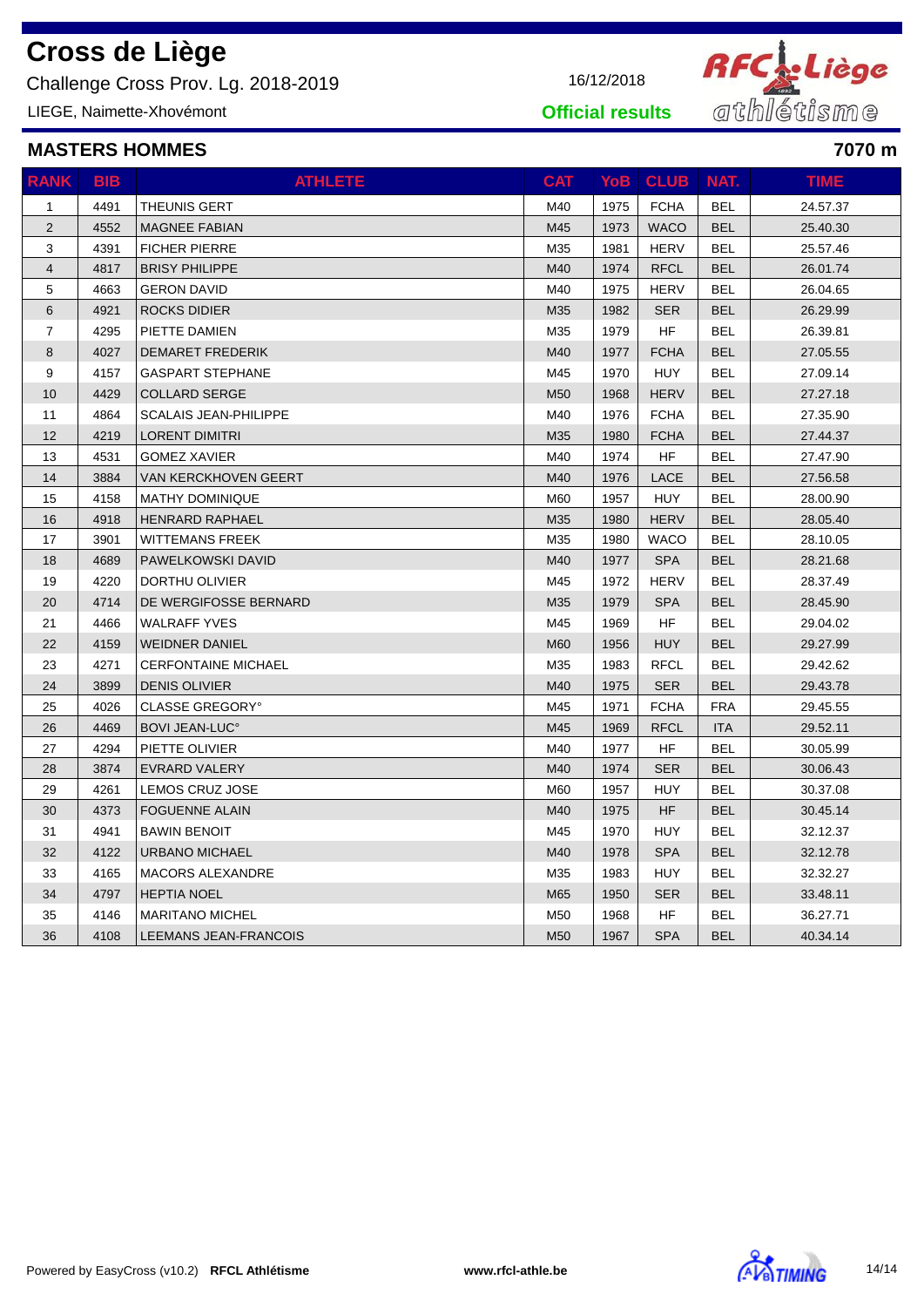# Cross de Liège

Challenge Cross Prov. Lg. 2018-2019

LIEGE, Naimette-Xhovémont

16/12/2018

**Official results**

## MASTERS HOMMES

**7070 m**

| RANK | BIB | ATHLETE | CAT | YoB | CLUB | NAT. | TIME |
|---|---|---|---|---|---|---|---|
| 1 | 4491 | THEUNIS GERT | M40 | 1975 | FCHA | BEL | 24.57.37 |
| 2 | 4552 | MAGNEE FABIAN | M45 | 1973 | WACO | BEL | 25.40.30 |
| 3 | 4391 | FICHER PIERRE | M35 | 1981 | HERV | BEL | 25.57.46 |
| 4 | 4817 | BRISY PHILIPPE | M40 | 1974 | RFCL | BEL | 26.01.74 |
| 5 | 4663 | GERON DAVID | M40 | 1975 | HERV | BEL | 26.04.65 |
| 6 | 4921 | ROCKS DIDIER | M35 | 1982 | SER | BEL | 26.29.99 |
| 7 | 4295 | PIETTE DAMIEN | M35 | 1979 | HF | BEL | 26.39.81 |
| 8 | 4027 | DEMARET FREDERIK | M40 | 1977 | FCHA | BEL | 27.05.55 |
| 9 | 4157 | GASPART STEPHANE | M45 | 1970 | HUY | BEL | 27.09.14 |
| 10 | 4429 | COLLARD SERGE | M50 | 1968 | HERV | BEL | 27.27.18 |
| 11 | 4864 | SCALAIS JEAN-PHILIPPE | M40 | 1976 | FCHA | BEL | 27.35.90 |
| 12 | 4219 | LORENT DIMITRI | M35 | 1980 | FCHA | BEL | 27.44.37 |
| 13 | 4531 | GOMEZ XAVIER | M40 | 1974 | HF | BEL | 27.47.90 |
| 14 | 3884 | VAN KERCKHOVEN GEERT | M40 | 1976 | LACE | BEL | 27.56.58 |
| 15 | 4158 | MATHY DOMINIQUE | M60 | 1957 | HUY | BEL | 28.00.90 |
| 16 | 4918 | HENRARD RAPHAEL | M35 | 1980 | HERV | BEL | 28.05.40 |
| 17 | 3901 | WITTEMANS FREEK | M35 | 1980 | WACO | BEL | 28.10.05 |
| 18 | 4689 | PAWELKOWSKI DAVID | M40 | 1977 | SPA | BEL | 28.21.68 |
| 19 | 4220 | DORTHU OLIVIER | M45 | 1972 | HERV | BEL | 28.37.49 |
| 20 | 4714 | DE WERGIFOSSE BERNARD | M35 | 1979 | SPA | BEL | 28.45.90 |
| 21 | 4466 | WALRAFF YVES | M45 | 1969 | HF | BEL | 29.04.02 |
| 22 | 4159 | WEIDNER DANIEL | M60 | 1956 | HUY | BEL | 29.27.99 |
| 23 | 4271 | CERFONTAINE MICHAEL | M35 | 1983 | RFCL | BEL | 29.42.62 |
| 24 | 3899 | DENIS OLIVIER | M40 | 1975 | SER | BEL | 29.43.78 |
| 25 | 4026 | CLASSE GREGORY° | M45 | 1971 | FCHA | FRA | 29.45.55 |
| 26 | 4469 | BOVI JEAN-LUC° | M45 | 1969 | RFCL | ITA | 29.52.11 |
| 27 | 4294 | PIETTE OLIVIER | M40 | 1977 | HF | BEL | 30.05.99 |
| 28 | 3874 | EVRARD VALERY | M40 | 1974 | SER | BEL | 30.06.43 |
| 29 | 4261 | LEMOS CRUZ JOSE | M60 | 1957 | HUY | BEL | 30.37.08 |
| 30 | 4373 | FOGUENNE ALAIN | M40 | 1975 | HF | BEL | 30.45.14 |
| 31 | 4941 | BAWIN BENOIT | M45 | 1970 | HUY | BEL | 32.12.37 |
| 32 | 4122 | URBANO MICHAEL | M40 | 1978 | SPA | BEL | 32.12.78 |
| 33 | 4165 | MACORS ALEXANDRE | M35 | 1983 | HUY | BEL | 32.32.27 |
| 34 | 4797 | HEPTIA NOEL | M65 | 1950 | SER | BEL | 33.48.11 |
| 35 | 4146 | MARITANO MICHEL | M50 | 1968 | HF | BEL | 36.27.71 |
| 36 | 4108 | LEEMANS JEAN-FRANCOIS | M50 | 1967 | SPA | BEL | 40.34.14 |

Powered by EasyCross (v10.2) **RFCL Athlétisme** **www.rfcl-athle.be**